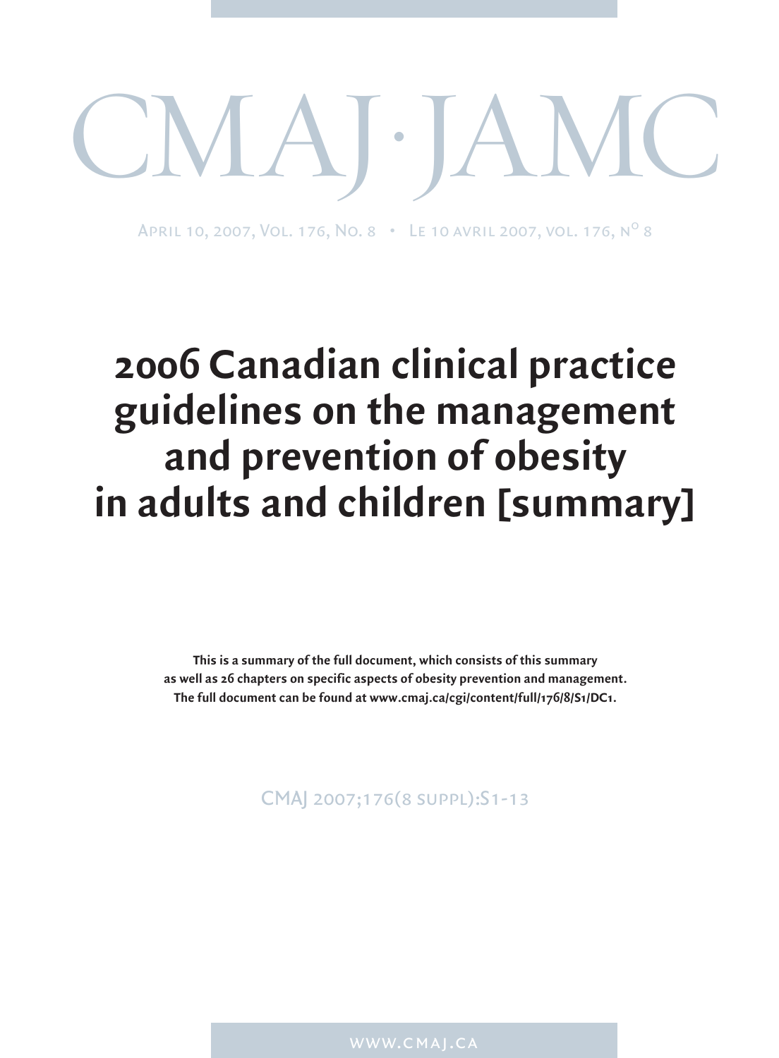# CMAJ·JAMC

April 10, 2007, Vol. 176, No. 8 • Le 10 avril 2007, vol. 176, n° 8

# 2006 Canadian clinical practice guidelines on the management and prevention of obesity in adults and children [summary]

**This is a summary of the full document, which consists of this summary as well as 26 chapters on specific aspects of obesity prevention and management. The full document can be found at www.cmaj.ca/cgi/content/full/176/8/S1/DC1.**

CMAJ 2007;176(8 suppl):S1-13

www.cmaj.ca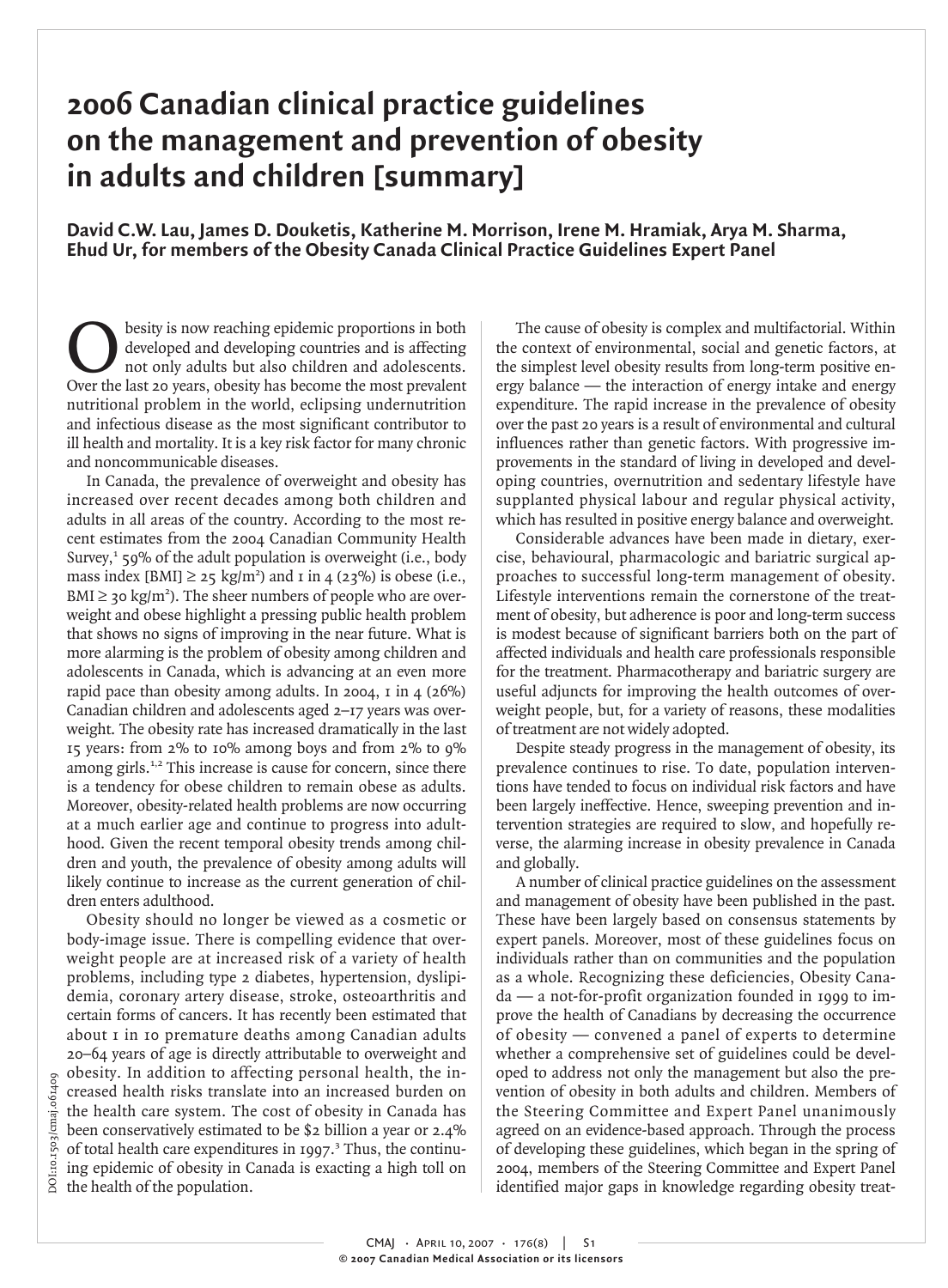# 2006 Canadian clinical practice guidelines on the management and prevention of obesity in adults and children [summary]

**David C.W. Lau, James D. Douketis, Katherine M. Morrison, Irene M. Hramiak, Arya M. Sharma, Ehud Ur, for members of the Obesity Canada Clinical Practice Guidelines Expert Panel**

Obesity is now reaching epidemic proportions in both developed and developing countries and is affecting not only adults but also children and adolescents. Over the last 20 years, obesity has become the most prevalent nutritional problem in the world, eclipsing undernutrition and infectious disease as the most significant contributor to ill health and mortality. It is a key risk factor for many chronic and noncommunicable diseases.

In Canada, the prevalence of overweight and obesity has increased over recent decades among both children and adults in all areas of the country. According to the most recent estimates from the 2004 Canadian Community Health Survey,[1] 59% of the adult population is overweight (i.e., body mass index [BMI] ≥ 25 kg/m$^2$) and 1 in 4 (23%) is obese (i.e., BMI ≥ 30 kg/m$^2$). The sheer numbers of people who are overweight and obese highlight a pressing public health problem that shows no signs of improving in the near future. What is more alarming is the problem of obesity among children and adolescents in Canada, which is advancing at an even more rapid pace than obesity among adults. In 2004, 1 in 4 (26%) Canadian children and adolescents aged 2–17 years was overweight. The obesity rate has increased dramatically in the last 15 years: from 2% to 10% among boys and from 2% to 9% among girls.[1,2] This increase is cause for concern, since there is a tendency for obese children to remain obese as adults. Moreover, obesity-related health problems are now occurring at a much earlier age and continue to progress into adulthood. Given the recent temporal obesity trends among children and youth, the prevalence of obesity among adults will likely continue to increase as the current generation of children enters adulthood.

Obesity should no longer be viewed as a cosmetic or body-image issue. There is compelling evidence that overweight people are at increased risk of a variety of health problems, including type 2 diabetes, hypertension, dyslipidemia, coronary artery disease, stroke, osteoarthritis and certain forms of cancers. It has recently been estimated that about 1 in 10 premature deaths among Canadian adults 20–64 years of age is directly attributable to overweight and obesity. In addition to affecting personal health, the increased health risks translate into an increased burden on the health care system. The cost of obesity in Canada has been conservatively estimated to be $2 billion a year or 2.4% of total health care expenditures in 1997.[3] Thus, the continuing epidemic of obesity in Canada is exacting a high toll on the health of the population.

The cause of obesity is complex and multifactorial. Within the context of environmental, social and genetic factors, at the simplest level obesity results from long-term positive energy balance — the interaction of energy intake and energy expenditure. The rapid increase in the prevalence of obesity over the past 20 years is a result of environmental and cultural influences rather than genetic factors. With progressive improvements in the standard of living in developed and developing countries, overnutrition and sedentary lifestyle have supplanted physical labour and regular physical activity, which has resulted in positive energy balance and overweight.

Considerable advances have been made in dietary, exercise, behavioural, pharmacologic and bariatric surgical approaches to successful long-term management of obesity. Lifestyle interventions remain the cornerstone of the treatment of obesity, but adherence is poor and long-term success is modest because of significant barriers both on the part of affected individuals and health care professionals responsible for the treatment. Pharmacotherapy and bariatric surgery are useful adjuncts for improving the health outcomes of overweight people, but, for a variety of reasons, these modalities of treatment are not widely adopted.

Despite steady progress in the management of obesity, its prevalence continues to rise. To date, population interventions have tended to focus on individual risk factors and have been largely ineffective. Hence, sweeping prevention and intervention strategies are required to slow, and hopefully reverse, the alarming increase in obesity prevalence in Canada and globally.

A number of clinical practice guidelines on the assessment and management of obesity have been published in the past. These have been largely based on consensus statements by expert panels. Moreover, most of these guidelines focus on individuals rather than on communities and the population as a whole. Recognizing these deficiencies, Obesity Canada — a not-for-profit organization founded in 1999 to improve the health of Canadians by decreasing the occurrence of obesity — convened a panel of experts to determine whether a comprehensive set of guidelines could be developed to address not only the management but also the prevention of obesity in both adults and children. Members of the Steering Committee and Expert Panel unanimously agreed on an evidence-based approach. Through the process of developing these guidelines, which began in the spring of 2004, members of the Steering Committee and Expert Panel identified major gaps in knowledge regarding obesity treat-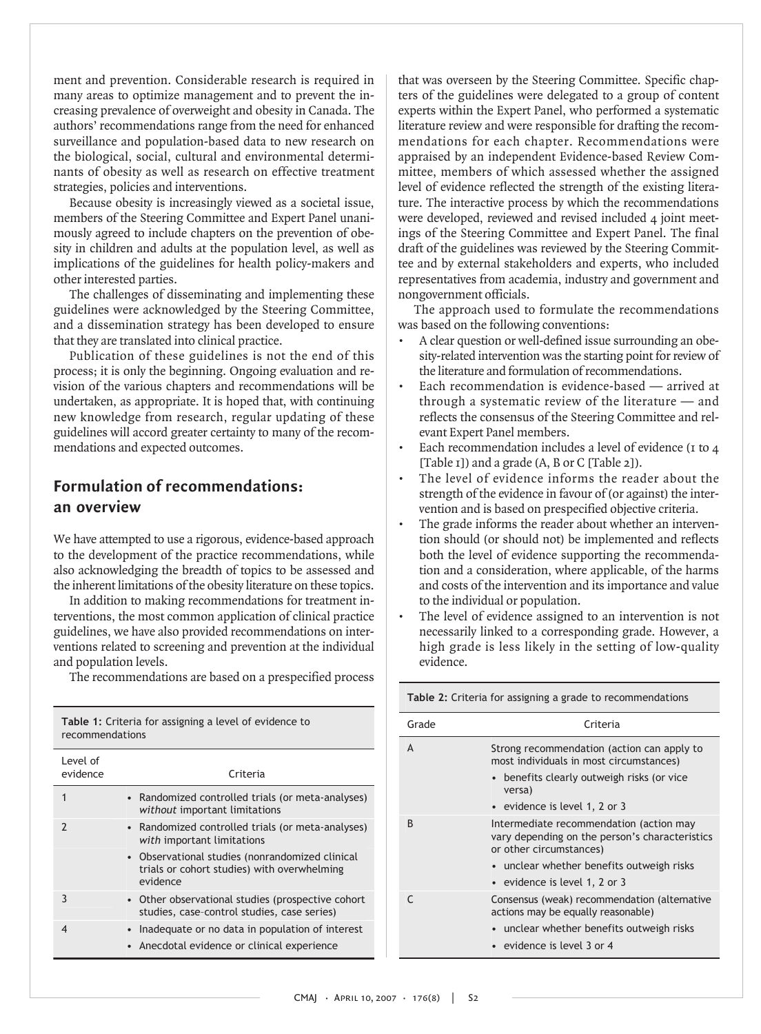ment and prevention. Considerable research is required in many areas to optimize management and to prevent the increasing prevalence of overweight and obesity in Canada. The authors' recommendations range from the need for enhanced surveillance and population-based data to new research on the biological, social, cultural and environmental determinants of obesity as well as research on effective treatment strategies, policies and interventions.

Because obesity is increasingly viewed as a societal issue, members of the Steering Committee and Expert Panel unanimously agreed to include chapters on the prevention of obesity in children and adults at the population level, as well as implications of the guidelines for health policy-makers and other interested parties.

The challenges of disseminating and implementing these guidelines were acknowledged by the Steering Committee, and a dissemination strategy has been developed to ensure that they are translated into clinical practice.

Publication of these guidelines is not the end of this process; it is only the beginning. Ongoing evaluation and revision of the various chapters and recommendations will be undertaken, as appropriate. It is hoped that, with continuing new knowledge from research, regular updating of these guidelines will accord greater certainty to many of the recommendations and expected outcomes.

## Formulation of recommendations: an overview

We have attempted to use a rigorous, evidence-based approach to the development of the practice recommendations, while also acknowledging the breadth of topics to be assessed and the inherent limitations of the obesity literature on these topics.

In addition to making recommendations for treatment interventions, the most common application of clinical practice guidelines, we have also provided recommendations on interventions related to screening and prevention at the individual and population levels.

The recommendations are based on a prespecified process that was overseen by the Steering Committee. Specific chapters of the guidelines were delegated to a group of content experts within the Expert Panel, who performed a systematic literature review and were responsible for drafting the recommendations for each chapter. Recommendations were appraised by an independent Evidence-based Review Committee, members of which assessed whether the assigned level of evidence reflected the strength of the existing literature. The interactive process by which the recommendations were developed, reviewed and revised included 4 joint meetings of the Steering Committee and Expert Panel. The final draft of the guidelines was reviewed by the Steering Committee and by external stakeholders and experts, who included representatives from academia, industry and government and nongovernment officials.

The approach used to formulate the recommendations was based on the following conventions:

- A clear question or well-defined issue surrounding an obesity-related intervention was the starting point for review of the literature and formulation of recommendations.
- Each recommendation is evidence-based — arrived at through a systematic review of the literature — and reflects the consensus of the Steering Committee and relevant Expert Panel members.
- Each recommendation includes a level of evidence (1 to 4 [Table 1]) and a grade (A, B or C [Table 2]).
- The level of evidence informs the reader about the strength of the evidence in favour of (or against) the intervention and is based on prespecified objective criteria.
- The grade informs the reader about whether an intervention should (or should not) be implemented and reflects both the level of evidence supporting the recommendation and a consideration, where applicable, of the harms and costs of the intervention and its importance and value to the individual or population.
- The level of evidence assigned to an intervention is not necessarily linked to a corresponding grade. However, a high grade is less likely in the setting of low-quality evidence.

**Table 1:** Criteria for assigning a level of evidence to recommendations

| Level of evidence | Criteria |
|---|---|
| 1 | • Randomized controlled trials (or meta-analyses) *without* important limitations |
| 2 | • Randomized controlled trials (or meta-analyses) *with* important limitations |
| | • Observational studies (nonrandomized clinical trials or cohort studies) with overwhelming evidence |
| 3 | • Other observational studies (prospective cohort studies, case-control studies, case series) |
| 4 | • Inadequate or no data in population of interest |
| | • Anecdotal evidence or clinical experience |

**Table 2:** Criteria for assigning a grade to recommendations

| Grade | Criteria |
|---|---|
| A | Strong recommendation (action can apply to most individuals in most circumstances) |
| | • benefits clearly outweigh risks (or vice versa) |
| | • evidence is level 1, 2 or 3 |
| B | Intermediate recommendation (action may vary depending on the person's characteristics or other circumstances) |
| | • unclear whether benefits outweigh risks |
| | • evidence is level 1, 2 or 3 |
| C | Consensus (weak) recommendation (alternative actions may be equally reasonable) |
| | • unclear whether benefits outweigh risks |
| | • evidence is level 3 or 4 |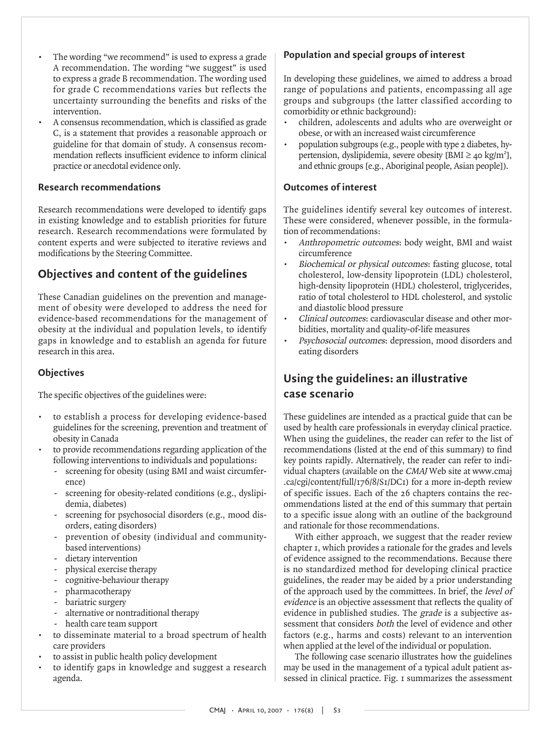- The wording "we recommend" is used to express a grade A recommendation. The wording "we suggest" is used to express a grade B recommendation. The wording used for grade C recommendations varies but reflects the uncertainty surrounding the benefits and risks of the intervention.
- A consensus recommendation, which is classified as grade C, is a statement that provides a reasonable approach or guideline for that domain of study. A consensus recommendation reflects insufficient evidence to inform clinical practice or anecdotal evidence only.

### Research recommendations

Research recommendations were developed to identify gaps in existing knowledge and to establish priorities for future research. Research recommendations were formulated by content experts and were subjected to iterative reviews and modifications by the Steering Committee.

## Objectives and content of the guidelines

These Canadian guidelines on the prevention and management of obesity were developed to address the need for evidence-based recommendations for the management of obesity at the individual and population levels, to identify gaps in knowledge and to establish an agenda for future research in this area.

### Objectives

The specific objectives of the guidelines were:

- to establish a process for developing evidence-based guidelines for the screening, prevention and treatment of obesity in Canada
- to provide recommendations regarding application of the following interventions to individuals and populations:
  - screening for obesity (using BMI and waist circumference)
  - screening for obesity-related conditions (e.g., dyslipidemia, diabetes)
  - screening for psychosocial disorders (e.g., mood disorders, eating disorders)
  - prevention of obesity (individual and community-based interventions)
  - dietary intervention
  - physical exercise therapy
  - cognitive-behaviour therapy
  - pharmacotherapy
  - bariatric surgery
  - alternative or nontraditional therapy
  - health care team support
- to disseminate material to a broad spectrum of health care providers
- to assist in public health policy development
- to identify gaps in knowledge and suggest a research agenda.

### Population and special groups of interest

In developing these guidelines, we aimed to address a broad range of populations and patients, encompassing all age groups and subgroups (the latter classified according to comorbidity or ethnic background):

- children, adolescents and adults who are overweight or obese, or with an increased waist circumference
- population subgroups (e.g., people with type 2 diabetes, hypertension, dyslipidemia, severe obesity [BMI $\geq$ 40 kg/m$^2$], and ethnic groups [e.g., Aboriginal people, Asian people]).

### Outcomes of interest

The guidelines identify several key outcomes of interest. These were considered, whenever possible, in the formulation of recommendations:

- *Anthropometric outcomes*: body weight, BMI and waist circumference
- *Biochemical or physical outcomes*: fasting glucose, total cholesterol, low-density lipoprotein (LDL) cholesterol, high-density lipoprotein (HDL) cholesterol, triglycerides, ratio of total cholesterol to HDL cholesterol, and systolic and diastolic blood pressure
- *Clinical outcomes*: cardiovascular disease and other morbidities, mortality and quality-of-life measures
- *Psychosocial outcomes*: depression, mood disorders and eating disorders

## Using the guidelines: an illustrative case scenario

These guidelines are intended as a practical guide that can be used by health care professionals in everyday clinical practice. When using the guidelines, the reader can refer to the list of recommendations (listed at the end of this summary) to find key points rapidly. Alternatively, the reader can refer to individual chapters (available on the *CMAJ* Web site at www.cmaj.ca/cgi/content/full/176/8/S1/DC1) for a more in-depth review of specific issues. Each of the 26 chapters contains the recommendations listed at the end of this summary that pertain to a specific issue along with an outline of the background and rationale for those recommendations.

With either approach, we suggest that the reader review chapter 1, which provides a rationale for the grades and levels of evidence assigned to the recommendations. Because there is no standardized method for developing clinical practice guidelines, the reader may be aided by a prior understanding of the approach used by the committees. In brief, the *level of evidence* is an objective assessment that reflects the quality of evidence in published studies. The *grade* is a subjective assessment that considers *both* the level of evidence and other factors (e.g., harms and costs) relevant to an intervention when applied at the level of the individual or population.

The following case scenario illustrates how the guidelines may be used in the management of a typical adult patient assessed in clinical practice. Fig. 1 summarizes the assessment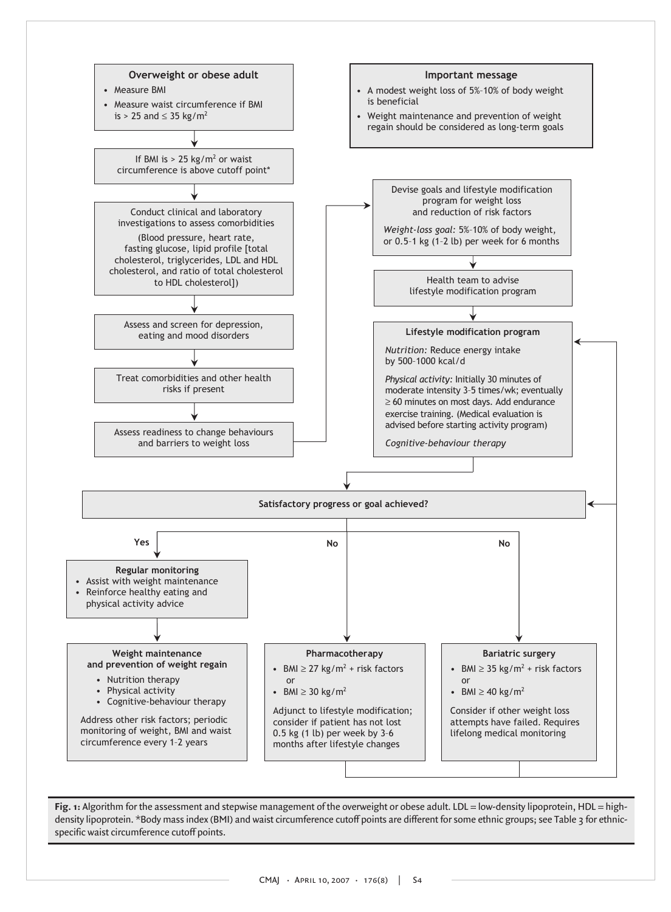**Overweight or obese adult**

- Measure BMI
- Measure waist circumference if BMI is > 25 and ≤ 35 kg/m$^2$

↓

If BMI is > 25 kg/m$^2$ or waist circumference is above cutoff point*

↓

Conduct clinical and laboratory investigations to assess comorbidities

(Blood pressure, heart rate, fasting glucose, lipid profile [total cholesterol, triglycerides, LDL and HDL cholesterol, and ratio of total cholesterol to HDL cholesterol])

↓

Assess and screen for depression, eating and mood disorders

↓

Treat comorbidities and other health risks if present

↓

Assess readiness to change behaviours and barriers to weight loss

→

Devise goals and lifestyle modification program for weight loss and reduction of risk factors

*Weight-loss goal:* 5%–10% of body weight, or 0.5–1 kg (1–2 lb) per week for 6 months

↓

Health team to advise lifestyle modification program

↓

**Lifestyle modification program**

*Nutrition:* Reduce energy intake by 500–1000 kcal/d

*Physical activity:* Initially 30 minutes of moderate intensity 3–5 times/wk; eventually ≥ 60 minutes on most days. Add endurance exercise training. (Medical evaluation is advised before starting activity program)

*Cognitive-behaviour therapy*

↓

**Satisfactory progress or goal achieved?**

**Yes** →

**Regular monitoring**

- Assist with weight maintenance
- Reinforce healthy eating and physical activity advice

↓

**Weight maintenance and prevention of weight regain**

- Nutrition therapy
- Physical activity
- Cognitive-behaviour therapy

Address other risk factors; periodic monitoring of weight, BMI and waist circumference every 1–2 years

**No** →

**Pharmacotherapy**

- BMI ≥ 27 kg/m$^2$ + risk factors or
- BMI ≥ 30 kg/m$^2$

Adjunct to lifestyle modification; consider if patient has not lost 0.5 kg (1 lb) per week by 3–6 months after lifestyle changes

**No** →

**Bariatric surgery**

- BMI ≥ 35 kg/m$^2$ + risk factors or
- BMI ≥ 40 kg/m$^2$

Consider if other weight loss attempts have failed. Requires lifelong medical monitoring

(Pharmacotherapy and Bariatric surgery → back to Lifestyle modification program and Satisfactory progress or goal achieved?)

**Important message**

- A modest weight loss of 5%–10% of body weight is beneficial
- Weight maintenance and prevention of weight regain should be considered as long-term goals

**Fig. 1:** Algorithm for the assessment and stepwise management of the overweight or obese adult. LDL = low-density lipoprotein, HDL = high-density lipoprotein. *Body mass index (BMI) and waist circumference cutoff points are different for some ethnic groups; see Table 3 for ethnic-specific waist circumference cutoff points.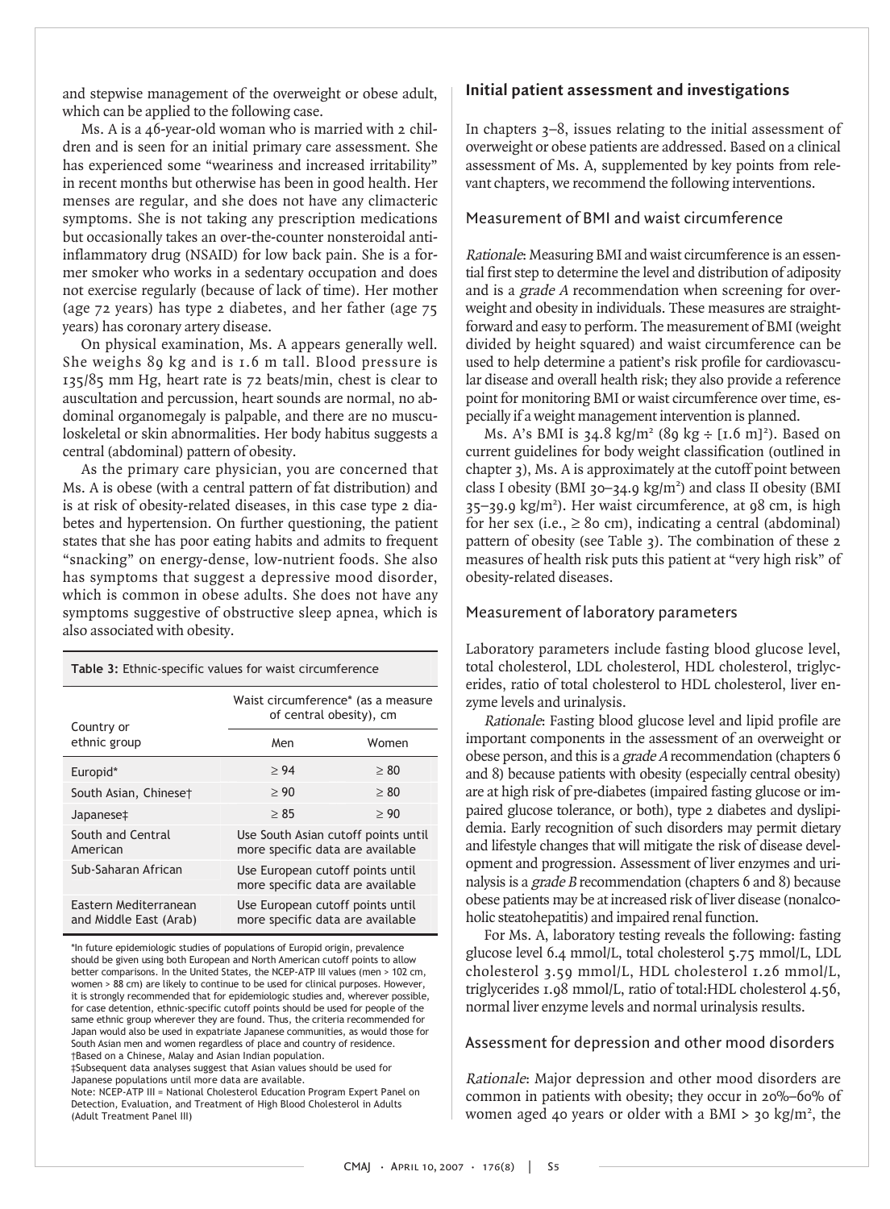and stepwise management of the overweight or obese adult, which can be applied to the following case.

Ms. A is a 46-year-old woman who is married with 2 children and is seen for an initial primary care assessment. She has experienced some "weariness and increased irritability" in recent months but otherwise has been in good health. Her menses are regular, and she does not have any climacteric symptoms. She is not taking any prescription medications but occasionally takes an over-the-counter nonsteroidal anti-inflammatory drug (NSAID) for low back pain. She is a former smoker who works in a sedentary occupation and does not exercise regularly (because of lack of time). Her mother (age 72 years) has type 2 diabetes, and her father (age 75 years) has coronary artery disease.

On physical examination, Ms. A appears generally well. She weighs 89 kg and is 1.6 m tall. Blood pressure is 135/85 mm Hg, heart rate is 72 beats/min, chest is clear to auscultation and percussion, heart sounds are normal, no abdominal organomegaly is palpable, and there are no musculoskeletal or skin abnormalities. Her body habitus suggests a central (abdominal) pattern of obesity.

As the primary care physician, you are concerned that Ms. A is obese (with a central pattern of fat distribution) and is at risk of obesity-related diseases, in this case type 2 diabetes and hypertension. On further questioning, the patient states that she has poor eating habits and admits to frequent "snacking" on energy-dense, low-nutrient foods. She also has symptoms that suggest a depressive mood disorder, which is common in obese adults. She does not have any symptoms suggestive of obstructive sleep apnea, which is also associated with obesity.

**Table 3:** Ethnic-specific values for waist circumference

| Country or ethnic group | Waist circumference* (as a measure of central obesity), cm | |
|---|---|---|
| | Men | Women |
| Europid* | ≥ 94 | ≥ 80 |
| South Asian, Chinese† | ≥ 90 | ≥ 80 |
| Japanese‡ | ≥ 85 | ≥ 90 |
| South and Central American | Use South Asian cutoff points until more specific data are available | |
| Sub-Saharan African | Use European cutoff points until more specific data are available | |
| Eastern Mediterranean and Middle East (Arab) | Use European cutoff points until more specific data are available | |

*In future epidemiologic studies of populations of Europid origin, prevalence should be given using both European and North American cutoff points to allow better comparisons. In the United States, the NCEP-ATP III values (men > 102 cm, women > 88 cm) are likely to continue to be used for clinical purposes. However, it is strongly recommended that for epidemiologic studies and, wherever possible, for case detection, ethnic-specific cutoff points should be used for people of the same ethnic group wherever they are found. Thus, the criteria recommended for Japan would also be used in expatriate Japanese communities, as would those for South Asian men and women regardless of place and country of residence.
†Based on a Chinese, Malay and Asian Indian population.
‡Subsequent data analyses suggest that Asian values should be used for Japanese populations until more data are available.
Note: NCEP-ATP III = National Cholesterol Education Program Expert Panel on Detection, Evaluation, and Treatment of High Blood Cholesterol in Adults (Adult Treatment Panel III)

## Initial patient assessment and investigations

In chapters 3–8, issues relating to the initial assessment of overweight or obese patients are addressed. Based on a clinical assessment of Ms. A, supplemented by key points from relevant chapters, we recommend the following interventions.

### Measurement of BMI and waist circumference

*Rationale*: Measuring BMI and waist circumference is an essential first step to determine the level and distribution of adiposity and is a *grade A* recommendation when screening for overweight and obesity in individuals. These measures are straightforward and easy to perform. The measurement of BMI (weight divided by height squared) and waist circumference can be used to help determine a patient's risk profile for cardiovascular disease and overall health risk; they also provide a reference point for monitoring BMI or waist circumference over time, especially if a weight management intervention is planned.

Ms. A's BMI is 34.8 kg/m² (89 kg ÷ [1.6 m]²). Based on current guidelines for body weight classification (outlined in chapter 3), Ms. A is approximately at the cutoff point between class I obesity (BMI 30–34.9 kg/m²) and class II obesity (BMI 35–39.9 kg/m²). Her waist circumference, at 98 cm, is high for her sex (i.e., ≥ 80 cm), indicating a central (abdominal) pattern of obesity (see Table 3). The combination of these 2 measures of health risk puts this patient at "very high risk" of obesity-related diseases.

### Measurement of laboratory parameters

Laboratory parameters include fasting blood glucose level, total cholesterol, LDL cholesterol, HDL cholesterol, triglycerides, ratio of total cholesterol to HDL cholesterol, liver enzyme levels and urinalysis.

*Rationale*: Fasting blood glucose level and lipid profile are important components in the assessment of an overweight or obese person, and this is a *grade A* recommendation (chapters 6 and 8) because patients with obesity (especially central obesity) are at high risk of pre-diabetes (impaired fasting glucose or impaired glucose tolerance, or both), type 2 diabetes and dyslipidemia. Early recognition of such disorders may permit dietary and lifestyle changes that will mitigate the risk of disease development and progression. Assessment of liver enzymes and urinalysis is a *grade B* recommendation (chapters 6 and 8) because obese patients may be at increased risk of liver disease (nonalcoholic steatohepatitis) and impaired renal function.

For Ms. A, laboratory testing reveals the following: fasting glucose level 6.4 mmol/L, total cholesterol 5.75 mmol/L, LDL cholesterol 3.59 mmol/L, HDL cholesterol 1.26 mmol/L, triglycerides 1.98 mmol/L, ratio of total:HDL cholesterol 4.56, normal liver enzyme levels and normal urinalysis results.

### Assessment for depression and other mood disorders

*Rationale*: Major depression and other mood disorders are common in patients with obesity; they occur in 20%–60% of women aged 40 years or older with a BMI > 30 kg/m², the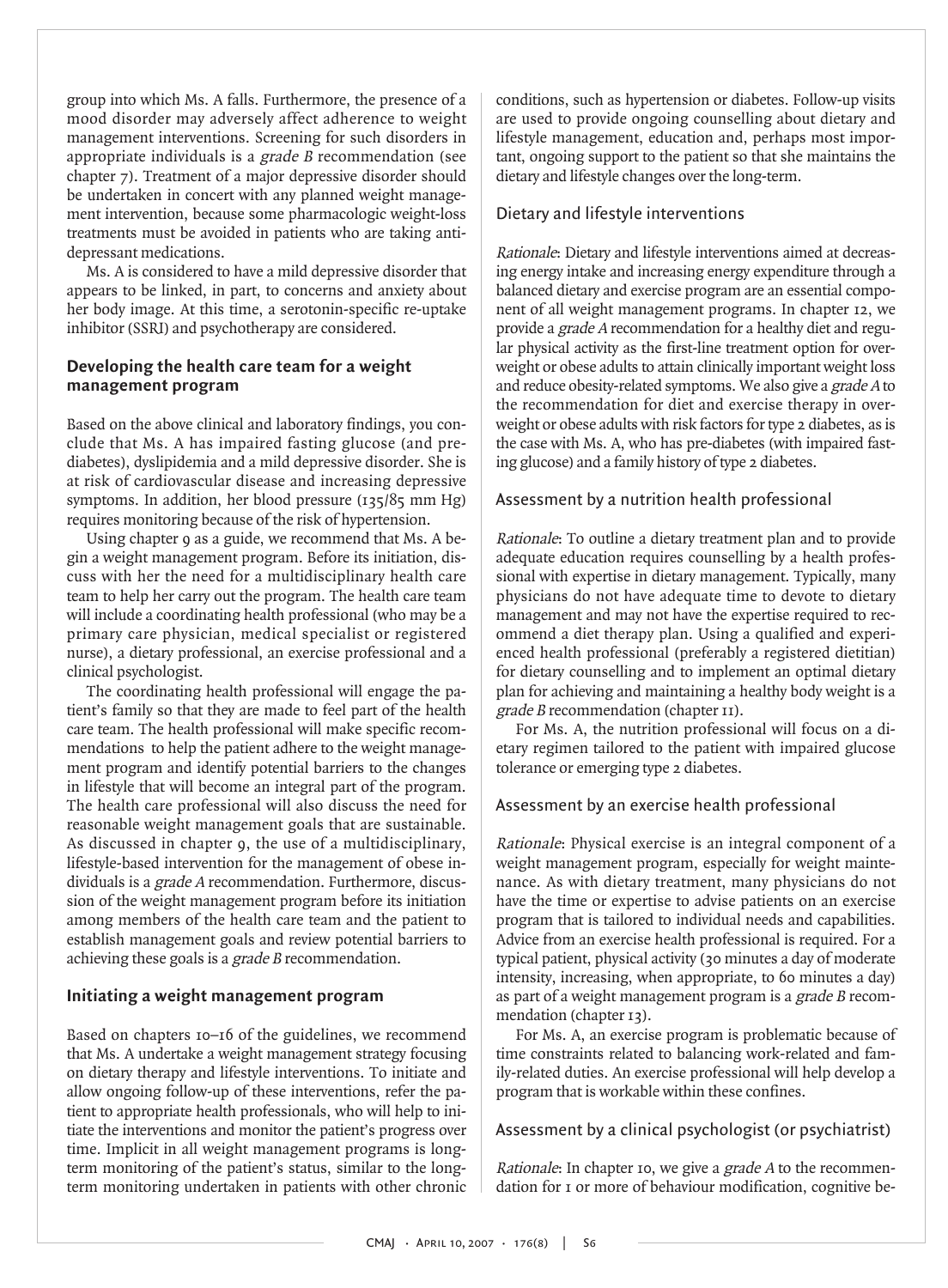group into which Ms. A falls. Furthermore, the presence of a mood disorder may adversely affect adherence to weight management interventions. Screening for such disorders in appropriate individuals is a *grade B* recommendation (see chapter 7). Treatment of a major depressive disorder should be undertaken in concert with any planned weight management intervention, because some pharmacologic weight-loss treatments must be avoided in patients who are taking antidepressant medications.

Ms. A is considered to have a mild depressive disorder that appears to be linked, in part, to concerns and anxiety about her body image. At this time, a serotonin-specific re-uptake inhibitor (SSRI) and psychotherapy are considered.

## Developing the health care team for a weight management program

Based on the above clinical and laboratory findings, you conclude that Ms. A has impaired fasting glucose (and prediabetes), dyslipidemia and a mild depressive disorder. She is at risk of cardiovascular disease and increasing depressive symptoms. In addition, her blood pressure (135/85 mm Hg) requires monitoring because of the risk of hypertension.

Using chapter 9 as a guide, we recommend that Ms. A begin a weight management program. Before its initiation, discuss with her the need for a multidisciplinary health care team to help her carry out the program. The health care team will include a coordinating health professional (who may be a primary care physician, medical specialist or registered nurse), a dietary professional, an exercise professional and a clinical psychologist.

The coordinating health professional will engage the patient's family so that they are made to feel part of the health care team. The health professional will make specific recommendations to help the patient adhere to the weight management program and identify potential barriers to the changes in lifestyle that will become an integral part of the program. The health care professional will also discuss the need for reasonable weight management goals that are sustainable. As discussed in chapter 9, the use of a multidisciplinary, lifestyle-based intervention for the management of obese individuals is a *grade A* recommendation. Furthermore, discussion of the weight management program before its initiation among members of the health care team and the patient to establish management goals and review potential barriers to achieving these goals is a *grade B* recommendation.

## Initiating a weight management program

Based on chapters 10–16 of the guidelines, we recommend that Ms. A undertake a weight management strategy focusing on dietary therapy and lifestyle interventions. To initiate and allow ongoing follow-up of these interventions, refer the patient to appropriate health professionals, who will help to initiate the interventions and monitor the patient's progress over time. Implicit in all weight management programs is long-term monitoring of the patient's status, similar to the long-term monitoring undertaken in patients with other chronic conditions, such as hypertension or diabetes. Follow-up visits are used to provide ongoing counselling about dietary and lifestyle management, education and, perhaps most important, ongoing support to the patient so that she maintains the dietary and lifestyle changes over the long-term.

### Dietary and lifestyle interventions

*Rationale*: Dietary and lifestyle interventions aimed at decreasing energy intake and increasing energy expenditure through a balanced dietary and exercise program are an essential component of all weight management programs. In chapter 12, we provide a *grade A* recommendation for a healthy diet and regular physical activity as the first-line treatment option for overweight or obese adults to attain clinically important weight loss and reduce obesity-related symptoms. We also give a *grade A* to the recommendation for diet and exercise therapy in overweight or obese adults with risk factors for type 2 diabetes, as is the case with Ms. A, who has pre-diabetes (with impaired fasting glucose) and a family history of type 2 diabetes.

### Assessment by a nutrition health professional

*Rationale*: To outline a dietary treatment plan and to provide adequate education requires counselling by a health professional with expertise in dietary management. Typically, many physicians do not have adequate time to devote to dietary management and may not have the expertise required to recommend a diet therapy plan. Using a qualified and experienced health professional (preferably a registered dietitian) for dietary counselling and to implement an optimal dietary plan for achieving and maintaining a healthy body weight is a *grade B* recommendation (chapter 11).

For Ms. A, the nutrition professional will focus on a dietary regimen tailored to the patient with impaired glucose tolerance or emerging type 2 diabetes.

### Assessment by an exercise health professional

*Rationale*: Physical exercise is an integral component of a weight management program, especially for weight maintenance. As with dietary treatment, many physicians do not have the time or expertise to advise patients on an exercise program that is tailored to individual needs and capabilities. Advice from an exercise health professional is required. For a typical patient, physical activity (30 minutes a day of moderate intensity, increasing, when appropriate, to 60 minutes a day) as part of a weight management program is a *grade B* recommendation (chapter 13).

For Ms. A, an exercise program is problematic because of time constraints related to balancing work-related and family-related duties. An exercise professional will help develop a program that is workable within these confines.

### Assessment by a clinical psychologist (or psychiatrist)

*Rationale*: In chapter 10, we give a *grade A* to the recommendation for 1 or more of behaviour modification, cognitive be-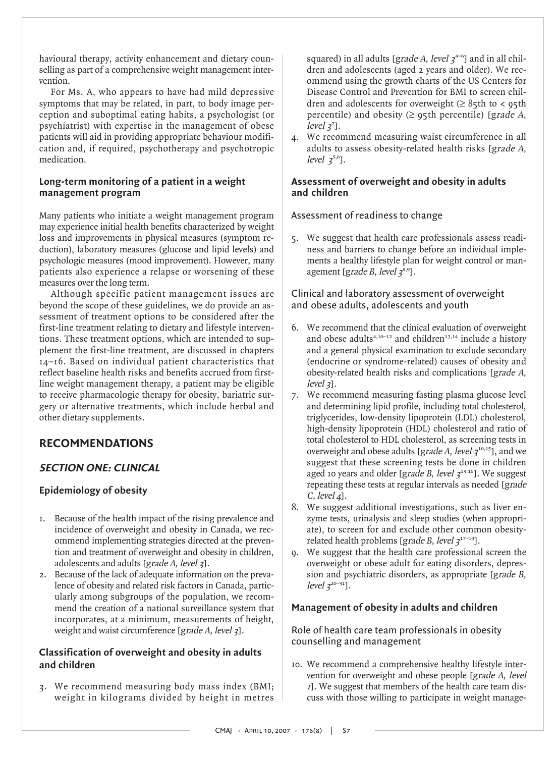havioural therapy, activity enhancement and dietary counselling as part of a comprehensive weight management intervention.

For Ms. A, who appears to have had mild depressive symptoms that may be related, in part, to body image perception and suboptimal eating habits, a psychologist (or psychiatrist) with expertise in the management of obese patients will aid in providing appropriate behaviour modification and, if required, psychotherapy and psychotropic medication.

### Long-term monitoring of a patient in a weight management program

Many patients who initiate a weight management program may experience initial health benefits characterized by weight loss and improvements in physical measures (symptom reduction), laboratory measures (glucose and lipid levels) and psychologic measures (mood improvement). However, many patients also experience a relapse or worsening of these measures over the long term.

Although specific patient management issues are beyond the scope of these guidelines, we do provide an assessment of treatment options to be considered after the first-line treatment relating to dietary and lifestyle interventions. These treatment options, which are intended to supplement the first-line treatment, are discussed in chapters 14–16. Based on individual patient characteristics that reflect baseline health risks and benefits accrued from first-line weight management therapy, a patient may be eligible to receive pharmacologic therapy for obesity, bariatric surgery or alternative treatments, which include herbal and other dietary supplements.

# RECOMMENDATIONS

## *SECTION ONE: CLINICAL*

### Epidemiology of obesity

1. Because of the health impact of the rising prevalence and incidence of overweight and obesity in Canada, we recommend implementing strategies directed at the prevention and treatment of overweight and obesity in children, adolescents and adults [*grade A, level 3*].
2. Because of the lack of adequate information on the prevalence of obesity and related risk factors in Canada, particularly among subgroups of the population, we recommend the creation of a national surveillance system that incorporates, at a minimum, measurements of height, weight and waist circumference [*grade A, level 3*].

### Classification of overweight and obesity in adults and children

3. We recommend measuring body mass index (BMI; weight in kilograms divided by height in metres squared) in all adults [*grade A, level 3*[4–6]] and in all children and adolescents (aged 2 years and older). We recommend using the growth charts of the US Centers for Disease Control and Prevention for BMI to screen children and adolescents for overweight (≥ 85th to < 95th percentile) and obesity (≥ 95th percentile) [*grade A, level 3*[7]].
4. We recommend measuring waist circumference in all adults to assess obesity-related health risks [*grade A, level 3*[5,6]].

### Assessment of overweight and obesity in adults and children

#### Assessment of readiness to change

5. We suggest that health care professionals assess readiness and barriers to change before an individual implements a healthy lifestyle plan for weight control or management [*grade B, level 3*[8,9]].

#### Clinical and laboratory assessment of overweight and obese adults, adolescents and youth

6. We recommend that the clinical evaluation of overweight and obese adults[4,10–12] and children[13,14] include a history and a general physical examination to exclude secondary (endocrine or syndrome-related) causes of obesity and obesity-related health risks and complications [*grade A, level 3*].
7. We recommend measuring fasting plasma glucose level and determining lipid profile, including total cholesterol, triglycerides, low-density lipoprotein (LDL) cholesterol, high-density lipoprotein (HDL) cholesterol and ratio of total cholesterol to HDL cholesterol, as screening tests in overweight and obese adults [*grade A, level 3*[10,15]], and we suggest that these screening tests be done in children aged 10 years and older [*grade B, level 3*[13,16]]. We suggest repeating these tests at regular intervals as needed [*grade C, level 4*].
8. We suggest additional investigations, such as liver enzyme tests, urinalysis and sleep studies (when appropriate), to screen for and exclude other common obesity-related health problems [*grade B, level 3*[17–19]].
9. We suggest that the health care professional screen the overweight or obese adult for eating disorders, depression and psychiatric disorders, as appropriate [*grade B, level 3*[20–31]].

### Management of obesity in adults and children

#### Role of health care team professionals in obesity counselling and management

10. We recommend a comprehensive healthy lifestyle intervention for overweight and obese people [*grade A, level 1*]. We suggest that members of the health care team discuss with those willing to participate in weight manage-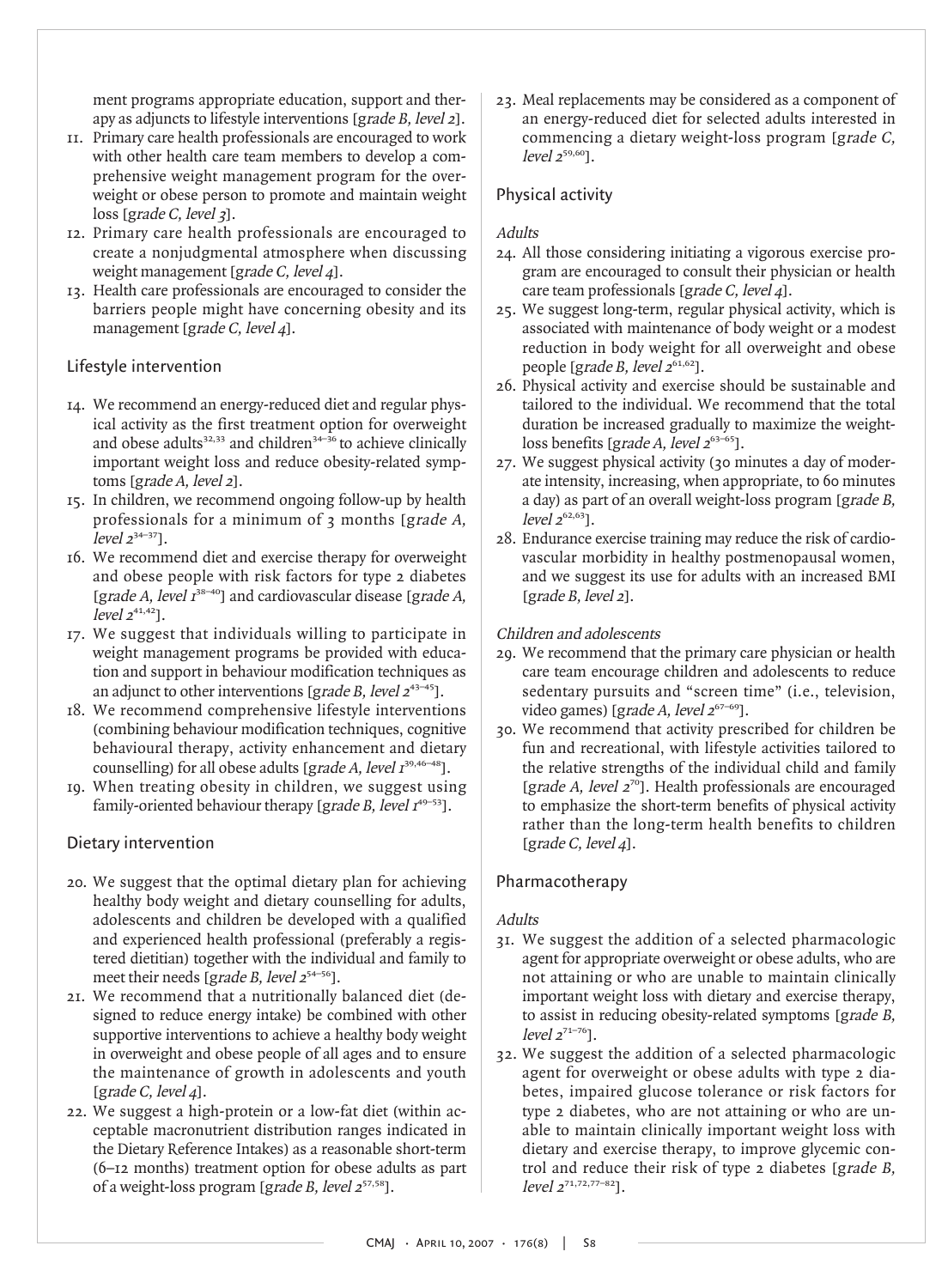ment programs appropriate education, support and therapy as adjuncts to lifestyle interventions [*grade B, level 2*].

11. Primary care health professionals are encouraged to work with other health care team members to develop a comprehensive weight management program for the overweight or obese person to promote and maintain weight loss [*grade C, level 3*].
12. Primary care health professionals are encouraged to create a nonjudgmental atmosphere when discussing weight management [*grade C, level 4*].
13. Health care professionals are encouraged to consider the barriers people might have concerning obesity and its management [*grade C, level 4*].

## Lifestyle intervention

14. We recommend an energy-reduced diet and regular physical activity as the first treatment option for overweight and obese adults[32,33] and children[34–36] to achieve clinically important weight loss and reduce obesity-related symptoms [*grade A, level 2*].
15. In children, we recommend ongoing follow-up by health professionals for a minimum of 3 months [*grade A, level 2*[34–37]].
16. We recommend diet and exercise therapy for overweight and obese people with risk factors for type 2 diabetes [*grade A, level 1*[38–40]] and cardiovascular disease [*grade A, level 2*[41,42]].
17. We suggest that individuals willing to participate in weight management programs be provided with education and support in behaviour modification techniques as an adjunct to other interventions [*grade B, level 2*[43–45]].
18. We recommend comprehensive lifestyle interventions (combining behaviour modification techniques, cognitive behavioural therapy, activity enhancement and dietary counselling) for all obese adults [*grade A, level 1*[39,46–48]].
19. When treating obesity in children, we suggest using family-oriented behaviour therapy [*grade B, level 1*[49–53]].

## Dietary intervention

20. We suggest that the optimal dietary plan for achieving healthy body weight and dietary counselling for adults, adolescents and children be developed with a qualified and experienced health professional (preferably a registered dietitian) together with the individual and family to meet their needs [*grade B, level 2*[54–56]].
21. We recommend that a nutritionally balanced diet (designed to reduce energy intake) be combined with other supportive interventions to achieve a healthy body weight in overweight and obese people of all ages and to ensure the maintenance of growth in adolescents and youth [*grade C, level 4*].
22. We suggest a high-protein or a low-fat diet (within acceptable macronutrient distribution ranges indicated in the Dietary Reference Intakes) as a reasonable short-term (6–12 months) treatment option for obese adults as part of a weight-loss program [*grade B, level 2*[57,58]].
23. Meal replacements may be considered as a component of an energy-reduced diet for selected adults interested in commencing a dietary weight-loss program [*grade C, level 2*[59,60]].

## Physical activity

### *Adults*

24. All those considering initiating a vigorous exercise program are encouraged to consult their physician or health care team professionals [*grade C, level 4*].
25. We suggest long-term, regular physical activity, which is associated with maintenance of body weight or a modest reduction in body weight for all overweight and obese people [*grade B, level 2*[61,62]].
26. Physical activity and exercise should be sustainable and tailored to the individual. We recommend that the total duration be increased gradually to maximize the weight-loss benefits [*grade A, level 2*[63–65]].
27. We suggest physical activity (30 minutes a day of moderate intensity, increasing, when appropriate, to 60 minutes a day) as part of an overall weight-loss program [*grade B, level 2*[62,63]].
28. Endurance exercise training may reduce the risk of cardiovascular morbidity in healthy postmenopausal women, and we suggest its use for adults with an increased BMI [*grade B, level 2*].

### *Children and adolescents*

29. We recommend that the primary care physician or health care team encourage children and adolescents to reduce sedentary pursuits and "screen time" (i.e., television, video games) [*grade A, level 2*[67–69]].
30. We recommend that activity prescribed for children be fun and recreational, with lifestyle activities tailored to the relative strengths of the individual child and family [*grade A, level 2*[70]]. Health professionals are encouraged to emphasize the short-term benefits of physical activity rather than the long-term health benefits to children [*grade C, level 4*].

## Pharmacotherapy

### *Adults*

31. We suggest the addition of a selected pharmacologic agent for appropriate overweight or obese adults, who are not attaining or who are unable to maintain clinically important weight loss with dietary and exercise therapy, to assist in reducing obesity-related symptoms [*grade B, level 2*[71–76]].
32. We suggest the addition of a selected pharmacologic agent for overweight or obese adults with type 2 diabetes, impaired glucose tolerance or risk factors for type 2 diabetes, who are not attaining or who are unable to maintain clinically important weight loss with dietary and exercise therapy, to improve glycemic control and reduce their risk of type 2 diabetes [*grade B, level 2*[71,72,77–82]].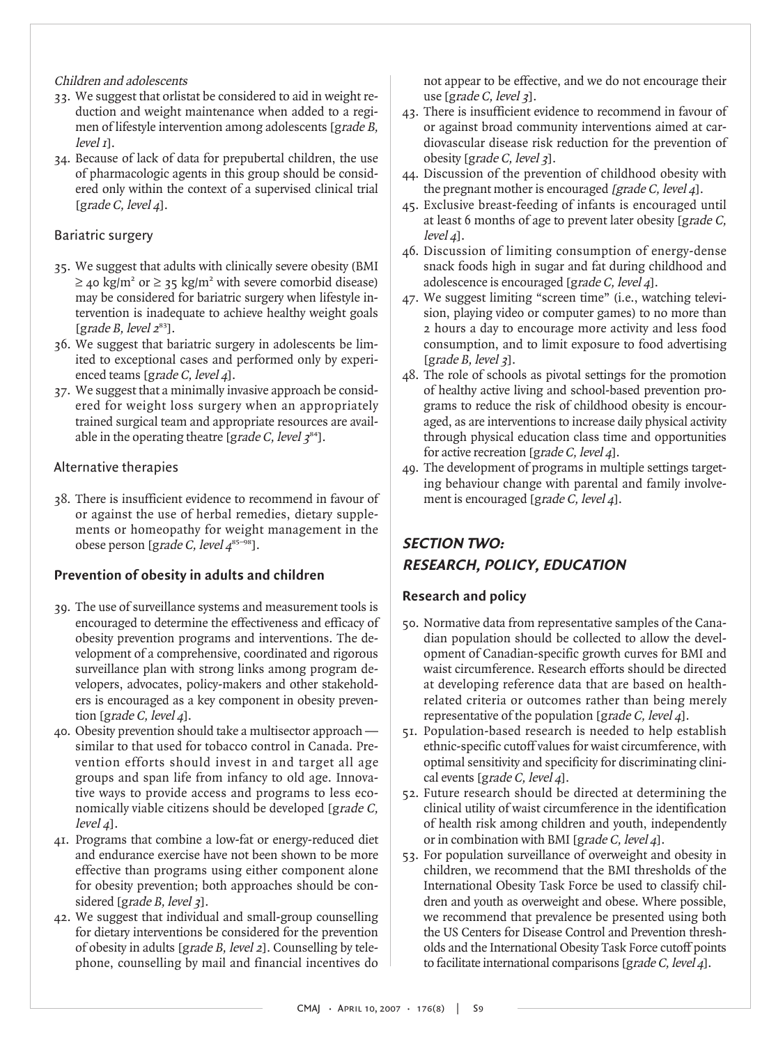*Children and adolescents*

33. We suggest that orlistat be considered to aid in weight reduction and weight maintenance when added to a regimen of lifestyle intervention among adolescents [*grade B, level 1*].
34. Because of lack of data for prepubertal children, the use of pharmacologic agents in this group should be considered only within the context of a supervised clinical trial [*grade C, level 4*].

### Bariatric surgery

35. We suggest that adults with clinically severe obesity (BMI $\geq 40$ kg/m$^2$ or $\geq 35$ kg/m$^2$ with severe comorbid disease) may be considered for bariatric surgery when lifestyle intervention is inadequate to achieve healthy weight goals [*grade B, level 2*[83]].
36. We suggest that bariatric surgery in adolescents be limited to exceptional cases and performed only by experienced teams [*grade C, level 4*].
37. We suggest that a minimally invasive approach be considered for weight loss surgery when an appropriately trained surgical team and appropriate resources are available in the operating theatre [*grade C, level 3*[84]].

### Alternative therapies

38. There is insufficient evidence to recommend in favour of or against the use of herbal remedies, dietary supplements or homeopathy for weight management in the obese person [*grade C, level 4*[85–98]].

## Prevention of obesity in adults and children

39. The use of surveillance systems and measurement tools is encouraged to determine the effectiveness and efficacy of obesity prevention programs and interventions. The development of a comprehensive, coordinated and rigorous surveillance plan with strong links among program developers, advocates, policy-makers and other stakeholders is encouraged as a key component in obesity prevention [*grade C, level 4*].
40. Obesity prevention should take a multisector approach — similar to that used for tobacco control in Canada. Prevention efforts should invest in and target all age groups and span life from infancy to old age. Innovative ways to provide access and programs to less economically viable citizens should be developed [*grade C, level 4*].
41. Programs that combine a low-fat or energy-reduced diet and endurance exercise have not been shown to be more effective than programs using either component alone for obesity prevention; both approaches should be considered [*grade B, level 3*].
42. We suggest that individual and small-group counselling for dietary interventions be considered for the prevention of obesity in adults [*grade B, level 2*]. Counselling by telephone, counselling by mail and financial incentives do not appear to be effective, and we do not encourage their use [*grade C, level 3*].
43. There is insufficient evidence to recommend in favour of or against broad community interventions aimed at cardiovascular disease risk reduction for the prevention of obesity [*grade C, level 3*].
44. Discussion of the prevention of childhood obesity with the pregnant mother is encouraged [*grade C, level 4*].
45. Exclusive breast-feeding of infants is encouraged until at least 6 months of age to prevent later obesity [*grade C, level 4*].
46. Discussion of limiting consumption of energy-dense snack foods high in sugar and fat during childhood and adolescence is encouraged [*grade C, level 4*].
47. We suggest limiting "screen time" (i.e., watching television, playing video or computer games) to no more than 2 hours a day to encourage more activity and less food consumption, and to limit exposure to food advertising [*grade B, level 3*].
48. The role of schools as pivotal settings for the promotion of healthy active living and school-based prevention programs to reduce the risk of childhood obesity is encouraged, as are interventions to increase daily physical activity through physical education class time and opportunities for active recreation [*grade C, level 4*].
49. The development of programs in multiple settings targeting behaviour change with parental and family involvement is encouraged [*grade C, level 4*].

# SECTION TWO: RESEARCH, POLICY, EDUCATION

## Research and policy

50. Normative data from representative samples of the Canadian population should be collected to allow the development of Canadian-specific growth curves for BMI and waist circumference. Research efforts should be directed at developing reference data that are based on health-related criteria or outcomes rather than being merely representative of the population [*grade C, level 4*].
51. Population-based research is needed to help establish ethnic-specific cutoff values for waist circumference, with optimal sensitivity and specificity for discriminating clinical events [*grade C, level 4*].
52. Future research should be directed at determining the clinical utility of waist circumference in the identification of health risk among children and youth, independently or in combination with BMI [*grade C, level 4*].
53. For population surveillance of overweight and obesity in children, we recommend that the BMI thresholds of the International Obesity Task Force be used to classify children and youth as overweight and obese. Where possible, we recommend that prevalence be presented using both the US Centers for Disease Control and Prevention thresholds and the International Obesity Task Force cutoff points to facilitate international comparisons [*grade C, level 4*].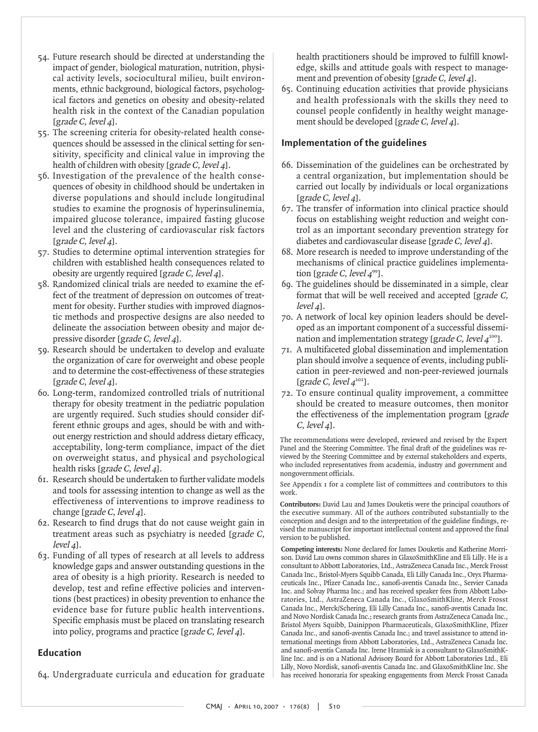54. Future research should be directed at understanding the impact of gender, biological maturation, nutrition, physical activity levels, sociocultural milieu, built environments, ethnic background, biological factors, psychological factors and genetics on obesity and obesity-related health risk in the context of the Canadian population [*grade C, level 4*].
55. The screening criteria for obesity-related health consequences should be assessed in the clinical setting for sensitivity, specificity and clinical value in improving the health of children with obesity [*grade C, level 4*].
56. Investigation of the prevalence of the health consequences of obesity in childhood should be undertaken in diverse populations and should include longitudinal studies to examine the prognosis of hyperinsulinemia, impaired glucose tolerance, impaired fasting glucose level and the clustering of cardiovascular risk factors [*grade C, level 4*].
57. Studies to determine optimal intervention strategies for children with established health consequences related to obesity are urgently required [*grade C, level 4*].
58. Randomized clinical trials are needed to examine the effect of the treatment of depression on outcomes of treatment for obesity. Further studies with improved diagnostic methods and prospective designs are also needed to delineate the association between obesity and major depressive disorder [*grade C, level 4*].
59. Research should be undertaken to develop and evaluate the organization of care for overweight and obese people and to determine the cost-effectiveness of these strategies [*grade C, level 4*].
60. Long-term, randomized controlled trials of nutritional therapy for obesity treatment in the pediatric population are urgently required. Such studies should consider different ethnic groups and ages, should be with and without energy restriction and should address dietary efficacy, acceptability, long-term compliance, impact of the diet on overweight status, and physical and psychological health risks [*grade C, level 4*].
61. Research should be undertaken to further validate models and tools for assessing intention to change as well as the effectiveness of interventions to improve readiness to change [*grade C, level 4*].
62. Research to find drugs that do not cause weight gain in treatment areas such as psychiatry is needed [*grade C, level 4*].
63. Funding of all types of research at all levels to address knowledge gaps and answer outstanding questions in the area of obesity is a high priority. Research is needed to develop, test and refine effective policies and interventions (best practices) in obesity prevention to enhance the evidence base for future public health interventions. Specific emphasis must be placed on translating research into policy, programs and practice [*grade C, level 4*].

## Education

64. Undergraduate curricula and education for graduate health practitioners should be improved to fulfill knowledge, skills and attitude goals with respect to management and prevention of obesity [*grade C, level 4*].
65. Continuing education activities that provide physicians and health professionals with the skills they need to counsel people confidently in healthy weight management should be developed [*grade C, level 4*].

## Implementation of the guidelines

66. Dissemination of the guidelines can be orchestrated by a central organization, but implementation should be carried out locally by individuals or local organizations [*grade C, level 4*].
67. The transfer of information into clinical practice should focus on establishing weight reduction and weight control as an important secondary prevention strategy for diabetes and cardiovascular disease [*grade C, level 4*].
68. More research is needed to improve understanding of the mechanisms of clinical practice guidelines implementation [*grade C, level 4*[99]].
69. The guidelines should be disseminated in a simple, clear format that will be well received and accepted [*grade C, level 4*].
70. A network of local key opinion leaders should be developed as an important component of a successful dissemination and implementation strategy [*grade C, level 4*[100]].
71. A multifaceted global dissemination and implementation plan should involve a sequence of events, including publication in peer-reviewed and non-peer-reviewed journals [*grade C, level 4*[101]].
72. To ensure continual quality improvement, a committee should be created to measure outcomes, then monitor the effectiveness of the implementation program [*grade C, level 4*].

The recommendations were developed, reviewed and revised by the Expert Panel and the Steering Committee. The final draft of the guidelines was reviewed by the Steering Committee and by external stakeholders and experts, who included representatives from academia, industry and government and nongovernment officials.

See Appendix 1 for a complete list of committees and contributors to this work.

**Contributors:** David Lau and James Douketis were the principal coauthors of the executive summary. All of the authors contributed substantially to the conception and design and to the interpretation of the guideline findings, revised the manuscript for important intellectual content and approved the final version to be published.

**Competing interests:** None declared for James Douketis and Katherine Morrison. David Lau owns common shares in GlaxoSmithKline and Eli Lilly. He is a consultant to Abbott Laboratories, Ltd., AstraZeneca Canada Inc., Merck Frosst Canada Inc., Bristol-Myers Squibb Canada, Eli Lilly Canada Inc., Oryx Pharmaceuticals Inc., Pfizer Canada Inc., sanofi-aventis Canada Inc., Servier Canada Inc. and Solvay Pharma Inc.; and has received speaker fees from Abbott Laboratories, Ltd., AstraZeneca Canada Inc., GlaxoSmithKline, Merck Frosst Canada Inc., Merck/Schering, Eli Lilly Canada Inc., sanofi-aventis Canada Inc. and Novo Nordisk Canada Inc.; research grants from AstraZeneca Canada Inc., Bristol Myers Squibb, Dainippon Pharmaceuticals, GlaxoSmithKline, Pfizer Canada Inc., and sanofi-aventis Canada Inc.; and travel assistance to attend international meetings from Abbott Laboratories, Ltd., AstraZeneca Canada Inc. and sanofi-aventis Canada Inc. Irene Hramiak is a consultant to GlaxoSmithKline Inc. and is on a National Advisory Board for Abbott Laboratories Ltd., Eli Lilly, Novo Nordisk, sanofi-aventis Canada Inc. and GlaxoSmithKline Inc. She has received honoraria for speaking engagements from Merck Frosst Canada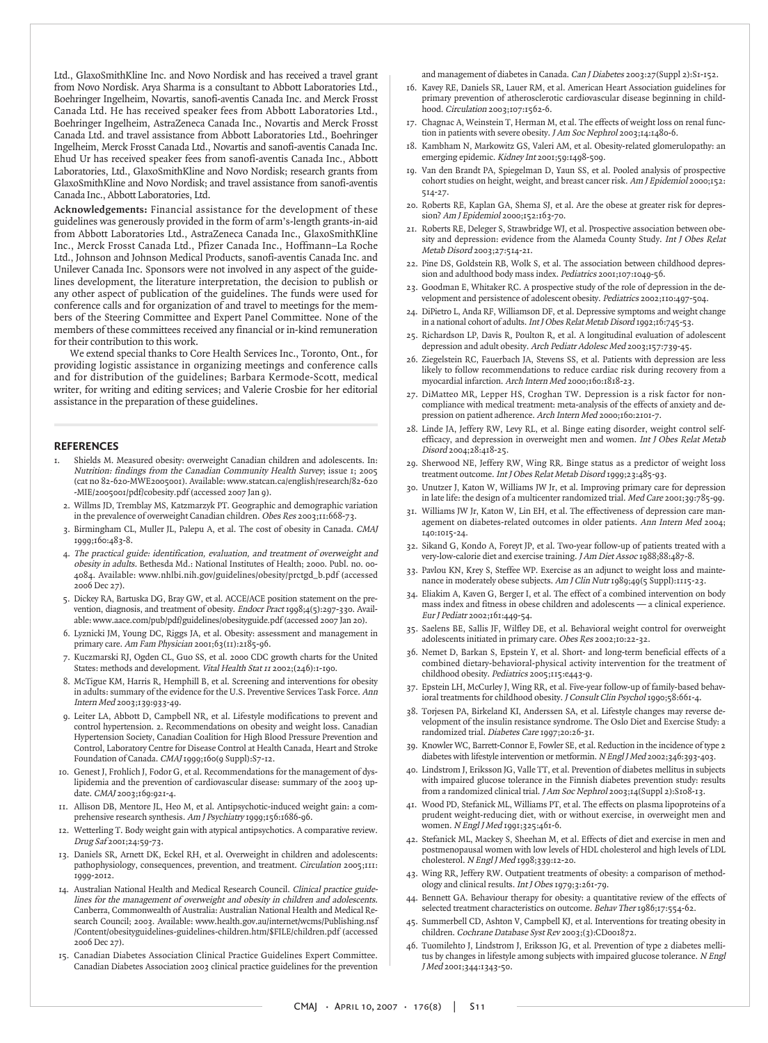Ltd., GlaxoSmithKline Inc. and Novo Nordisk and has received a travel grant from Novo Nordisk. Arya Sharma is a consultant to Abbott Laboratories Ltd., Boehringer Ingelheim, Novartis, sanofi-aventis Canada Inc. and Merck Frosst Canada Ltd. He has received speaker fees from Abbott Laboratories Ltd., Boehringer Ingelheim, AstraZeneca Canada Inc., Novartis and Merck Frosst Canada Ltd. and travel assistance from Abbott Laboratories Ltd., Boehringer Ingelheim, Merck Frosst Canada Ltd., Novartis and sanofi-aventis Canada Inc. Ehud Ur has received speaker fees from sanofi-aventis Canada Inc., Abbott Laboratories, Ltd., GlaxoSmithKline and Novo Nordisk; research grants from GlaxoSmithKline and Novo Nordisk; and travel assistance from sanofi-aventis Canada Inc., Abbott Laboratories, Ltd.

**Acknowledgements:** Financial assistance for the development of these guidelines was generously provided in the form of arm's-length grants-in-aid from Abbott Laboratories Ltd., AstraZeneca Canada Inc., GlaxoSmithKline Inc., Merck Frosst Canada Ltd., Pfizer Canada Inc., Hoffmann–La Roche Ltd., Johnson and Johnson Medical Products, sanofi-aventis Canada Inc. and Unilever Canada Inc. Sponsors were not involved in any aspect of the guidelines development, the literature interpretation, the decision to publish or any other aspect of publication of the guidelines. The funds were used for conference calls and for organization of and travel to meetings for the members of the Steering Committee and Expert Panel Committee. None of the members of these committees received any financial or in-kind remuneration for their contribution to this work.

We extend special thanks to Core Health Services Inc., Toronto, Ont., for providing logistic assistance in organizing meetings and conference calls and for distribution of the guidelines; Barbara Kermode-Scott, medical writer, for writing and editing services; and Valerie Crosbie for her editorial assistance in the preparation of these guidelines.

## REFERENCES

1. Shields M. Measured obesity: overweight Canadian children and adolescents. In: *Nutrition: findings from the Canadian Community Health Survey*; issue 1; 2005 (cat no 82-620-MWE2005001). Available: www.statcan.ca/english/research/82-620-MIE/2005001/pdf/cobesity.pdf (accessed 2007 Jan 9).
2. Willms JD, Tremblay MS, Katzmarzyk PT. Geographic and demographic variation in the prevalence of overweight Canadian children. *Obes Res* 2003;11:668-73.
3. Birmingham CL, Muller JL, Palepu A, et al. The cost of obesity in Canada. *CMAJ* 1999;160:483-8.
4. *The practical guide: identification, evaluation, and treatment of overweight and obesity in adults.* Bethesda Md.: National Institutes of Health; 2000. Publ. no. 00-4084. Available: www.nhlbi.nih.gov/guidelines/obesity/prctgd_b.pdf (accessed 2006 Dec 27).
5. Dickey RA, Bartuska DG, Bray GW, et al. ACCE/ACE position statement on the prevention, diagnosis, and treatment of obesity. *Endocr Pract* 1998;4(5):297-330. Available: www.aace.com/pub/pdf/guidelines/obesityguide.pdf (accessed 2007 Jan 20).
6. Lyznicki JM, Young DC, Riggs JA, et al. Obesity: assessment and management in primary care. *Am Fam Physician* 2001;63(11):2185-96.
7. Kuczmarski RJ, Ogden CL, Guo SS, et al. 2000 CDC growth charts for the United States: methods and development. *Vital Health Stat 11* 2002;(246):1-190.
8. McTigue KM, Harris R, Hemphill B, et al. Screening and interventions for obesity in adults: summary of the evidence for the U.S. Preventive Services Task Force. *Ann Intern Med* 2003;139:933-49.
9. Leiter LA, Abbott D, Campbell NR, et al. Lifestyle modifications to prevent and control hypertension. 2. Recommendations on obesity and weight loss. Canadian Hypertension Society, Canadian Coalition for High Blood Pressure Prevention and Control, Laboratory Centre for Disease Control at Health Canada, Heart and Stroke Foundation of Canada. *CMAJ* 1999;160(9 Suppl):S7-12.
10. Genest J, Frohlich J, Fodor G, et al. Recommendations for the management of dyslipidemia and the prevention of cardiovascular disease: summary of the 2003 update. *CMAJ* 2003;169:921-4.
11. Allison DB, Mentore JL, Heo M, et al. Antipsychotic-induced weight gain: a comprehensive research synthesis. *Am J Psychiatry* 1999;156:1686-96.
12. Wetterling T. Body weight gain with atypical antipsychotics. A comparative review. *Drug Saf* 2001;24:59-73.
13. Daniels SR, Arnett DK, Eckel RH, et al. Overweight in children and adolescents: pathophysiology, consequences, prevention, and treatment. *Circulation* 2005;111:1999-2012.
14. Australian National Health and Medical Research Council. *Clinical practice guidelines for the management of overweight and obesity in children and adolescents.* Canberra, Commonwealth of Australia: Australian National Health and Medical Research Council; 2003. Available: www.health.gov.au/internet/wcms/Publishing.nsf/Content/obesityguidelines-guidelines-children.htm/$FILE/children.pdf (accessed 2006 Dec 27).
15. Canadian Diabetes Association Clinical Practice Guidelines Expert Committee. Canadian Diabetes Association 2003 clinical practice guidelines for the prevention and management of diabetes in Canada. *Can J Diabetes* 2003:27(Suppl 2):S1-152.
16. Kavey RE, Daniels SR, Lauer RM, et al. American Heart Association guidelines for primary prevention of atherosclerotic cardiovascular disease beginning in childhood. *Circulation* 2003;107:1562-6.
17. Chagnac A, Weinstein T, Herman M, et al. The effects of weight loss on renal function in patients with severe obesity. *J Am Soc Nephrol* 2003;14:1480-6.
18. Kambham N, Markowitz GS, Valeri AM, et al. Obesity-related glomerulopathy: an emerging epidemic. *Kidney Int* 2001;59:1498-509.
19. Van den Brandt PA, Spiegelman D, Yaun SS, et al. Pooled analysis of prospective cohort studies on height, weight, and breast cancer risk. *Am J Epidemiol* 2000;152:514-27.
20. Roberts RE, Kaplan GA, Shema SJ, et al. Are the obese at greater risk for depression? *Am J Epidemiol* 2000;152:163-70.
21. Roberts RE, Deleger S, Strawbridge WJ, et al. Prospective association between obesity and depression: evidence from the Alameda County Study. *Int J Obes Relat Metab Disord* 2003;27:514-21.
22. Pine DS, Goldstein RB, Wolk S, et al. The association between childhood depression and adulthood body mass index. *Pediatrics* 2001;107:1049-56.
23. Goodman E, Whitaker RC. A prospective study of the role of depression in the development and persistence of adolescent obesity. *Pediatrics* 2002;110:497-504.
24. DiPietro L, Anda RF, Williamson DF, et al. Depressive symptoms and weight change in a national cohort of adults. *Int J Obes Relat Metab Disord* 1992;16:745-53.
25. Richardson LP, Davis R, Poulton R, et al. A longitudinal evaluation of adolescent depression and adult obesity. *Arch Pediatr Adolesc Med* 2003;157:739-45.
26. Ziegelstein RC, Fauerbach JA, Stevens SS, et al. Patients with depression are less likely to follow recommendations to reduce cardiac risk during recovery from a myocardial infarction. *Arch Intern Med* 2000;160:1818-23.
27. DiMatteo MR, Lepper HS, Croghan TW. Depression is a risk factor for noncompliance with medical treatment: meta-analysis of the effects of anxiety and depression on patient adherence. *Arch Intern Med* 2000;160:2101-7.
28. Linde JA, Jeffery RW, Levy RL, et al. Binge eating disorder, weight control self-efficacy, and depression in overweight men and women. *Int J Obes Relat Metab Disord* 2004;28:418-25.
29. Sherwood NE, Jeffery RW, Wing RR. Binge status as a predictor of weight loss treatment outcome. *Int J Obes Relat Metab Disord* 1999;23:485-93.
30. Unutzer J, Katon W, Williams JW Jr, et al. Improving primary care for depression in late life: the design of a multicenter randomized trial. *Med Care* 2001;39:785-99.
31. Williams JW Jr, Katon W, Lin EH, et al. The effectiveness of depression care management on diabetes-related outcomes in older patients. *Ann Intern Med* 2004;140:1015-24.
32. Sikand G, Kondo A, Foreyt JP, et al. Two-year follow-up of patients treated with a very-low-calorie diet and exercise training. *J Am Diet Assoc* 1988;88:487-8.
33. Pavlou KN, Krey S, Steffee WP. Exercise as an adjunct to weight loss and maintenance in moderately obese subjects. *Am J Clin Nutr* 1989;49(5 Suppl):1115-23.
34. Eliakim A, Kaven G, Berger I, et al. The effect of a combined intervention on body mass index and fitness in obese children and adolescents — a clinical experience. *Eur J Pediatr* 2002;161:449-54.
35. Saelens BE, Sallis JF, Wilfley DE, et al. Behavioral weight control for overweight adolescents initiated in primary care. *Obes Res* 2002;10:22-32.
36. Nemet D, Barkan S, Epstein Y, et al. Short- and long-term beneficial effects of a combined dietary-behavioral-physical activity intervention for the treatment of childhood obesity. *Pediatrics* 2005;115:e443-9.
37. Epstein LH, McCurley J, Wing RR, et al. Five-year follow-up of family-based behavioral treatments for childhood obesity. *J Consult Clin Psychol* 1990;58:661-4.
38. Torjesen PA, Birkeland KI, Anderssen SA, et al. Lifestyle changes may reverse development of the insulin resistance syndrome. The Oslo Diet and Exercise Study: a randomized trial. *Diabetes Care* 1997;20:26-31.
39. Knowler WC, Barrett-Connor E, Fowler SE, et al. Reduction in the incidence of type 2 diabetes with lifestyle intervention or metformin. *N Engl J Med* 2002;346:393-403.
40. Lindstrom J, Eriksson JG, Valle TT, et al. Prevention of diabetes mellitus in subjects with impaired glucose tolerance in the Finnish diabetes prevention study: results from a randomized clinical trial. *J Am Soc Nephrol* 2003;14(Suppl 2):S108-13.
41. Wood PD, Stefanick ML, Williams PT, et al. The effects on plasma lipoproteins of a prudent weight-reducing diet, with or without exercise, in overweight men and women. *N Engl J Med* 1991;325:461-6.
42. Stefanick ML, Mackey S, Sheehan M, et al. Effects of diet and exercise in men and postmenopausal women with low levels of HDL cholesterol and high levels of LDL cholesterol. *N Engl J Med* 1998;339:12-20.
43. Wing RR, Jeffery RW. Outpatient treatments of obesity: a comparison of methodology and clinical results. *Int J Obes* 1979;3:261-79.
44. Bennett GA. Behaviour therapy for obesity: a quantitative review of the effects of selected treatment characteristics on outcome. *Behav Ther* 1986;17:554-62.
45. Summerbell CD, Ashton V, Campbell KJ, et al. Interventions for treating obesity in children. *Cochrane Database Syst Rev* 2003;(3):CD001872.
46. Tuomilehto J, Lindstrom J, Eriksson JG, et al. Prevention of type 2 diabetes mellitus by changes in lifestyle among subjects with impaired glucose tolerance. *N Engl J Med* 2001;344:1343-50.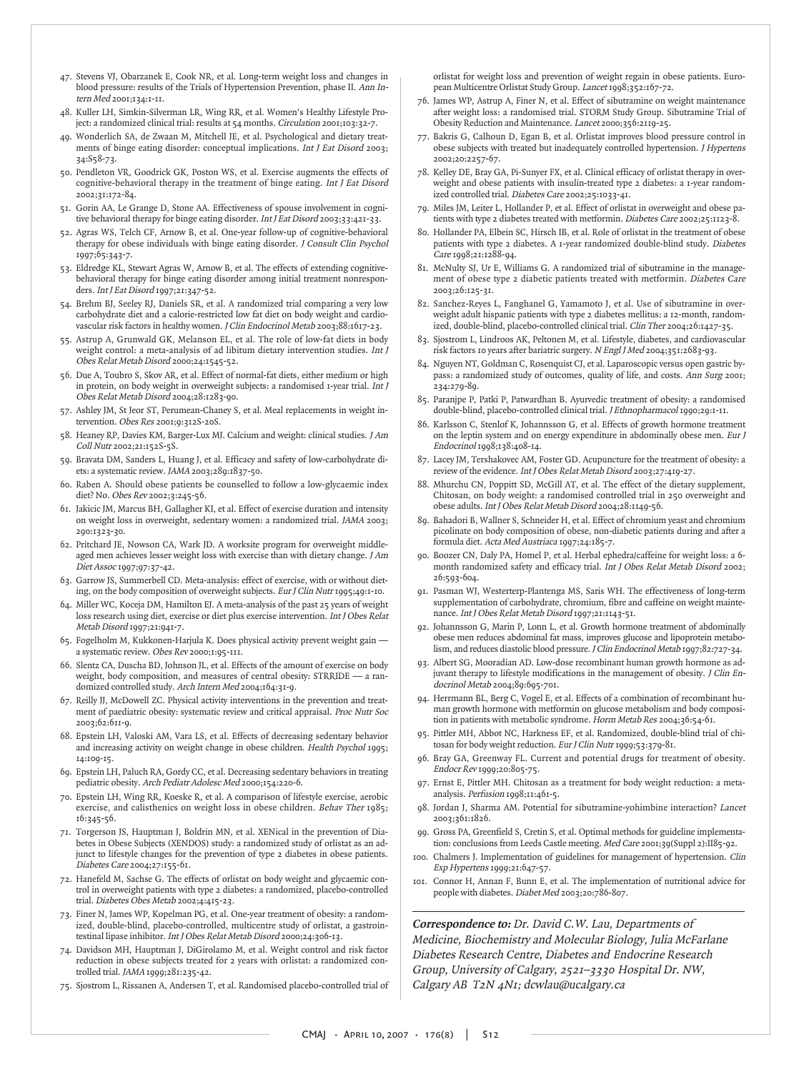47. Stevens VJ, Obarzanek E, Cook NR, et al. Long-term weight loss and changes in blood pressure: results of the Trials of Hypertension Prevention, phase II. *Ann Intern Med* 2001;134:1-11.
48. Kuller LH, Simkin-Silverman LR, Wing RR, et al. Women's Healthy Lifestyle Project: a randomized clinical trial: results at 54 months. *Circulation* 2001;103:32-7.
49. Wonderlich SA, de Zwaan M, Mitchell JE, et al. Psychological and dietary treatments of binge eating disorder: conceptual implications. *Int J Eat Disord* 2003; 34:S58-73.
50. Pendleton VR, Goodrick GK, Poston WS, et al. Exercise augments the effects of cognitive-behavioral therapy in the treatment of binge eating. *Int J Eat Disord* 2002;31:172-84.
51. Gorin AA, Le Grange D, Stone AA. Effectiveness of spouse involvement in cognitive behavioral therapy for binge eating disorder. *Int J Eat Disord* 2003;33:421-33.
52. Agras WS, Telch CF, Arnow B, et al. One-year follow-up of cognitive-behavioral therapy for obese individuals with binge eating disorder. *J Consult Clin Psychol* 1997;65:343-7.
53. Eldredge KL, Stewart Agras W, Arnow B, et al. The effects of extending cognitive-behavioral therapy for binge eating disorder among initial treatment nonresponders. *Int J Eat Disord* 1997;21:347-52.
54. Brehm BJ, Seeley RJ, Daniels SR, et al. A randomized trial comparing a very low carbohydrate diet and a calorie-restricted low fat diet on body weight and cardiovascular risk factors in healthy women. *J Clin Endocrinol Metab* 2003;88:1617-23.
55. Astrup A, Grunwald GK, Melanson EL, et al. The role of low-fat diets in body weight control: a meta-analysis of ad libitum dietary intervention studies. *Int J Obes Relat Metab Disord* 2000;24:1545-52.
56. Due A, Toubro S, Skov AR, et al. Effect of normal-fat diets, either medium or high in protein, on body weight in overweight subjects: a randomised 1-year trial. *Int J Obes Relat Metab Disord* 2004;28:1283-90.
57. Ashley JM, St Jeor ST, Perumean-Chaney S, et al. Meal replacements in weight intervention. *Obes Res* 2001;9:312S-20S.
58. Heaney RP, Davies KM, Barger-Lux MJ. Calcium and weight: clinical studies. *J Am Coll Nutr* 2002;21:152S-5S.
59. Bravata DM, Sanders L, Huang J, et al. Efficacy and safety of low-carbohydrate diets: a systematic review. *JAMA* 2003;289:1837-50.
60. Raben A. Should obese patients be counselled to follow a low-glycaemic index diet? No. *Obes Rev* 2002;3:245-56.
61. Jakicic JM, Marcus BH, Gallagher KI, et al. Effect of exercise duration and intensity on weight loss in overweight, sedentary women: a randomized trial. *JAMA* 2003; 290:1323-30.
62. Pritchard JE, Nowson CA, Wark JD. A worksite program for overweight middle-aged men achieves lesser weight loss with exercise than with dietary change. *J Am Diet Assoc* 1997;97:37-42.
63. Garrow JS, Summerbell CD. Meta-analysis: effect of exercise, with or without dieting, on the body composition of overweight subjects. *Eur J Clin Nutr* 1995;49:1-10.
64. Miller WC, Koceja DM, Hamilton EJ. A meta-analysis of the past 25 years of weight loss research using diet, exercise or diet plus exercise intervention. *Int J Obes Relat Metab Disord* 1997;21:941-7.
65. Fogelholm M, Kukkonen-Harjula K. Does physical activity prevent weight gain — a systematic review. *Obes Rev* 2000;1:95-111.
66. Slentz CA, Duscha BD, Johnson JL, et al. Effects of the amount of exercise on body weight, body composition, and measures of central obesity: STRRIDE — a randomized controlled study. *Arch Intern Med* 2004;164:31-9.
67. Reilly JJ, McDowell ZC. Physical activity interventions in the prevention and treatment of paediatric obesity: systematic review and critical appraisal. *Proc Nutr Soc* 2003;62:611-9.
68. Epstein LH, Valoski AM, Vara LS, et al. Effects of decreasing sedentary behavior and increasing activity on weight change in obese children. *Health Psychol* 1995; 14:109-15.
69. Epstein LH, Paluch RA, Gordy CC, et al. Decreasing sedentary behaviors in treating pediatric obesity. *Arch Pediatr Adolesc Med* 2000;154:220-6.
70. Epstein LH, Wing RR, Koeske R, et al. A comparison of lifestyle exercise, aerobic exercise, and calisthenics on weight loss in obese children. *Behav Ther* 1985; 16:345-56.
71. Torgerson JS, Hauptman J, Boldrin MN, et al. XENical in the prevention of Diabetes in Obese Subjects (XENDOS) study: a randomized study of orlistat as an adjunct to lifestyle changes for the prevention of type 2 diabetes in obese patients. *Diabetes Care* 2004;27:155-61.
72. Hanefeld M, Sachse G. The effects of orlistat on body weight and glycaemic control in overweight patients with type 2 diabetes: a randomized, placebo-controlled trial. *Diabetes Obes Metab* 2002;4:415-23.
73. Finer N, James WP, Kopelman PG, et al. One-year treatment of obesity: a randomized, double-blind, placebo-controlled, multicentre study of orlistat, a gastrointestinal lipase inhibitor. *Int J Obes Relat Metab Disord* 2000;24:306-13.
74. Davidson MH, Hauptman J, DiGirolamo M, et al. Weight control and risk factor reduction in obese subjects treated for 2 years with orlistat: a randomized controlled trial. *JAMA* 1999;281:235-42.
75. Sjostrom L, Rissanen A, Andersen T, et al. Randomised placebo-controlled trial of orlistat for weight loss and prevention of weight regain in obese patients. European Multicentre Orlistat Study Group. *Lancet* 1998;352:167-72.
76. James WP, Astrup A, Finer N, et al. Effect of sibutramine on weight maintenance after weight loss: a randomised trial. STORM Study Group. Sibutramine Trial of Obesity Reduction and Maintenance. *Lancet* 2000;356:2119-25.
77. Bakris G, Calhoun D, Egan B, et al. Orlistat improves blood pressure control in obese subjects with treated but inadequately controlled hypertension. *J Hypertens* 2002;20:2257-67.
78. Kelley DE, Bray GA, Pi-Sunyer FX, et al. Clinical efficacy of orlistat therapy in overweight and obese patients with insulin-treated type 2 diabetes: a 1-year randomized controlled trial. *Diabetes Care* 2002;25:1033-41.
79. Miles JM, Leiter L, Hollander P, et al. Effect of orlistat in overweight and obese patients with type 2 diabetes treated with metformin. *Diabetes Care* 2002;25:1123-8.
80. Hollander PA, Elbein SC, Hirsch IB, et al. Role of orlistat in the treatment of obese patients with type 2 diabetes. A 1-year randomized double-blind study. *Diabetes Care* 1998;21:1288-94.
81. McNulty SJ, Ur E, Williams G. A randomized trial of sibutramine in the management of obese type 2 diabetic patients treated with metformin. *Diabetes Care* 2003;26:125-31.
82. Sanchez-Reyes L, Fanghanel G, Yamamoto J, et al. Use of sibutramine in overweight adult hispanic patients with type 2 diabetes mellitus: a 12-month, randomized, double-blind, placebo-controlled clinical trial. *Clin Ther* 2004;26:1427-35.
83. Sjostrom L, Lindroos AK, Peltonen M, et al. Lifestyle, diabetes, and cardiovascular risk factors 10 years after bariatric surgery. *N Engl J Med* 2004;351:2683-93.
84. Nguyen NT, Goldman C, Rosenquist CJ, et al. Laparoscopic versus open gastric bypass: a randomized study of outcomes, quality of life, and costs. *Ann Surg* 2001; 234:279-89.
85. Paranjpe P, Patki P, Patwardhan B. Ayurvedic treatment of obesity: a randomised double-blind, placebo-controlled clinical trial. *J Ethnopharmacol* 1990;29:1-11.
86. Karlsson C, Stenlof K, Johannsson G, et al. Effects of growth hormone treatment on the leptin system and on energy expenditure in abdominally obese men. *Eur J Endocrinol* 1998;138:408-14.
87. Lacey JM, Tershakovec AM, Foster GD. Acupuncture for the treatment of obesity: a review of the evidence. *Int J Obes Relat Metab Disord* 2003;27:419-27.
88. Mhurchu CN, Poppitt SD, McGill AT, et al. The effect of the dietary supplement, Chitosan, on body weight: a randomised controlled trial in 250 overweight and obese adults. *Int J Obes Relat Metab Disord* 2004;28:1149-56.
89. Bahadori B, Wallner S, Schneider H, et al. Effect of chromium yeast and chromium picolinate on body composition of obese, non-diabetic patients during and after a formula diet. *Acta Med Austriaca* 1997;24:185-7.
90. Boozer CN, Daly PA, Homel P, et al. Herbal ephedra/caffeine for weight loss: a 6-month randomized safety and efficacy trial. *Int J Obes Relat Metab Disord* 2002; 26:593-604.
91. Pasman WJ, Westerterp-Plantenga MS, Saris WH. The effectiveness of long-term supplementation of carbohydrate, chromium, fibre and caffeine on weight maintenance. *Int J Obes Relat Metab Disord* 1997;21:1143-51.
92. Johannsson G, Marin P, Lonn L, et al. Growth hormone treatment of abdominally obese men reduces abdominal fat mass, improves glucose and lipoprotein metabolism, and reduces diastolic blood pressure. *J Clin Endocrinol Metab* 1997;82:727-34.
93. Albert SG, Mooradian AD. Low-dose recombinant human growth hormone as adjuvant therapy to lifestyle modifications in the management of obesity. *J Clin Endocrinol Metab* 2004;89:695-701.
94. Herrmann BL, Berg C, Vogel E, et al. Effects of a combination of recombinant human growth hormone with metformin on glucose metabolism and body composition in patients with metabolic syndrome. *Horm Metab Res* 2004;36:54-61.
95. Pittler MH, Abbot NC, Harkness EF, et al. Randomized, double-blind trial of chitosan for body weight reduction. *Eur J Clin Nutr* 1999;53:379-81.
96. Bray GA, Greenway FL. Current and potential drugs for treatment of obesity. *Endocr Rev* 1999;20:805-75.
97. Ernst E, Pittler MH. Chitosan as a treatment for body weight reduction: a meta-analysis. *Perfusion* 1998;11:461-5.
98. Jordan J, Sharma AM. Potential for sibutramine-yohimbine interaction? *Lancet* 2003;361:1826.
99. Gross PA, Greenfield S, Cretin S, et al. Optimal methods for guideline implementation: conclusions from Leeds Castle meeting. *Med Care* 2001;39(Suppl 2):II85-92.
100. Chalmers J. Implementation of guidelines for management of hypertension. *Clin Exp Hypertens* 1999;21:647-57.
101. Connor H, Annan F, Bunn E, et al. The implementation of nutritional advice for people with diabetes. *Diabet Med* 2003;20:786-807.

***Correspondence to:*** *Dr. David C.W. Lau, Departments of Medicine, Biochemistry and Molecular Biology, Julia McFarlane Diabetes Research Centre, Diabetes and Endocrine Research Group, University of Calgary, 2521–3330 Hospital Dr. NW, Calgary AB T2N 4N1; dcwlau@ucalgary.ca*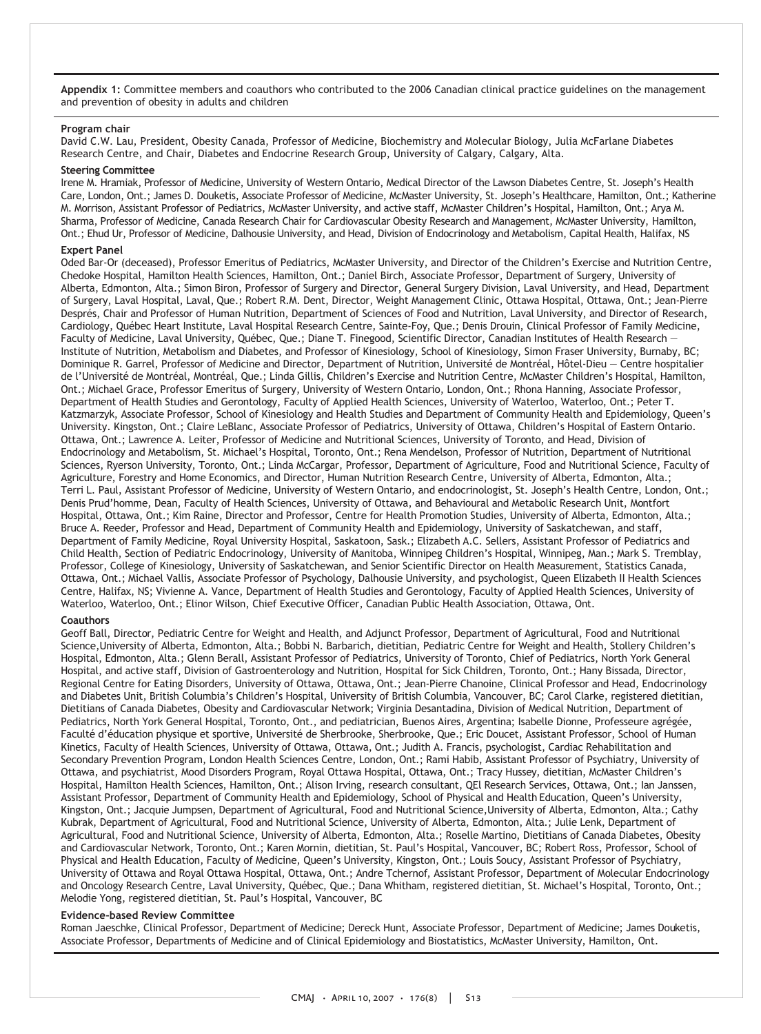**Appendix 1:** Committee members and coauthors who contributed to the 2006 Canadian clinical practice guidelines on the management and prevention of obesity in adults and children

**Program chair**

David C.W. Lau, President, Obesity Canada, Professor of Medicine, Biochemistry and Molecular Biology, Julia McFarlane Diabetes Research Centre, and Chair, Diabetes and Endocrine Research Group, University of Calgary, Calgary, Alta.

**Steering Committee**

Irene M. Hramiak, Professor of Medicine, University of Western Ontario, Medical Director of the Lawson Diabetes Centre, St. Joseph's Health Care, London, Ont.; James D. Douketis, Associate Professor of Medicine, McMaster University, St. Joseph's Healthcare, Hamilton, Ont.; Katherine M. Morrison, Assistant Professor of Pediatrics, McMaster University, and active staff, McMaster Children's Hospital, Hamilton, Ont.; Arya M. Sharma, Professor of Medicine, Canada Research Chair for Cardiovascular Obesity Research and Management, McMaster University, Hamilton, Ont.; Ehud Ur, Professor of Medicine, Dalhousie University, and Head, Division of Endocrinology and Metabolism, Capital Health, Halifax, NS

**Expert Panel**

Oded Bar-Or (deceased), Professor Emeritus of Pediatrics, McMaster University, and Director of the Children's Exercise and Nutrition Centre, Chedoke Hospital, Hamilton Health Sciences, Hamilton, Ont.; Daniel Birch, Associate Professor, Department of Surgery, University of Alberta, Edmonton, Alta.; Simon Biron, Professor of Surgery and Director, General Surgery Division, Laval University, and Head, Department of Surgery, Laval Hospital, Laval, Que.; Robert R.M. Dent, Director, Weight Management Clinic, Ottawa Hospital, Ottawa, Ont.; Jean-Pierre Després, Chair and Professor of Human Nutrition, Department of Sciences of Food and Nutrition, Laval University, and Director of Research, Cardiology, Québec Heart Institute, Laval Hospital Research Centre, Sainte-Foy, Que.; Denis Drouin, Clinical Professor of Family Medicine, Faculty of Medicine, Laval University, Québec, Que.; Diane T. Finegood, Scientific Director, Canadian Institutes of Health Research — Institute of Nutrition, Metabolism and Diabetes, and Professor of Kinesiology, School of Kinesiology, Simon Fraser University, Burnaby, BC; Dominique R. Garrel, Professor of Medicine and Director, Department of Nutrition, Université de Montréal, Hôtel-Dieu — Centre hospitalier de l'Université de Montréal, Montréal, Que.; Linda Gillis, Children's Exercise and Nutrition Centre, McMaster Children's Hospital, Hamilton, Ont.; Michael Grace, Professor Emeritus of Surgery, University of Western Ontario, London, Ont.; Rhona Hanning, Associate Professor, Department of Health Studies and Gerontology, Faculty of Applied Health Sciences, University of Waterloo, Waterloo, Ont.; Peter T. Katzmarzyk, Associate Professor, School of Kinesiology and Health Studies and Department of Community Health and Epidemiology, Queen's University. Kingston, Ont.; Claire LeBlanc, Associate Professor of Pediatrics, University of Ottawa, Children's Hospital of Eastern Ontario. Ottawa, Ont.; Lawrence A. Leiter, Professor of Medicine and Nutritional Sciences, University of Toronto, and Head, Division of Endocrinology and Metabolism, St. Michael's Hospital, Toronto, Ont.; Rena Mendelson, Professor of Nutrition, Department of Nutritional Sciences, Ryerson University, Toronto, Ont.; Linda McCargar, Professor, Department of Agriculture, Food and Nutritional Science, Faculty of Agriculture, Forestry and Home Economics, and Director, Human Nutrition Research Centre, University of Alberta, Edmonton, Alta.; Terri L. Paul, Assistant Professor of Medicine, University of Western Ontario, and endocrinologist, St. Joseph's Health Centre, London, Ont.; Denis Prud'homme, Dean, Faculty of Health Sciences, University of Ottawa, and Behavioural and Metabolic Research Unit, Montfort Hospital, Ottawa, Ont.; Kim Raine, Director and Professor, Centre for Health Promotion Studies, University of Alberta, Edmonton, Alta.; Bruce A. Reeder, Professor and Head, Department of Community Health and Epidemiology, University of Saskatchewan, and staff, Department of Family Medicine, Royal University Hospital, Saskatoon, Sask.; Elizabeth A.C. Sellers, Assistant Professor of Pediatrics and Child Health, Section of Pediatric Endocrinology, University of Manitoba, Winnipeg Children's Hospital, Winnipeg, Man.; Mark S. Tremblay, Professor, College of Kinesiology, University of Saskatchewan, and Senior Scientific Director on Health Measurement, Statistics Canada, Ottawa, Ont.; Michael Vallis, Associate Professor of Psychology, Dalhousie University, and psychologist, Queen Elizabeth II Health Sciences Centre, Halifax, NS; Vivienne A. Vance, Department of Health Studies and Gerontology, Faculty of Applied Health Sciences, University of Waterloo, Waterloo, Ont.; Elinor Wilson, Chief Executive Officer, Canadian Public Health Association, Ottawa, Ont.

**Coauthors**

Geoff Ball, Director, Pediatric Centre for Weight and Health, and Adjunct Professor, Department of Agricultural, Food and Nutritional Science,University of Alberta, Edmonton, Alta.; Bobbi N. Barbarich, dietitian, Pediatric Centre for Weight and Health, Stollery Children's Hospital, Edmonton, Alta.; Glenn Berall, Assistant Professor of Pediatrics, University of Toronto, Chief of Pediatrics, North York General Hospital, and active staff, Division of Gastroenterology and Nutrition, Hospital for Sick Children, Toronto, Ont.; Hany Bissada, Director, Regional Centre for Eating Disorders, University of Ottawa, Ottawa, Ont.; Jean-Pierre Chanoine, Clinical Professor and Head, Endocrinology and Diabetes Unit, British Columbia's Children's Hospital, University of British Columbia, Vancouver, BC; Carol Clarke, registered dietitian, Dietitians of Canada Diabetes, Obesity and Cardiovascular Network; Virginia Desantadina, Division of Medical Nutrition, Department of Pediatrics, North York General Hospital, Toronto, Ont., and pediatrician, Buenos Aires, Argentina; Isabelle Dionne, Professeure agrégée, Faculté d'éducation physique et sportive, Université de Sherbrooke, Sherbrooke, Que.; Eric Doucet, Assistant Professor, School of Human Kinetics, Faculty of Health Sciences, University of Ottawa, Ottawa, Ont.; Judith A. Francis, psychologist, Cardiac Rehabilitation and Secondary Prevention Program, London Health Sciences Centre, London, Ont.; Rami Habib, Assistant Professor of Psychiatry, University of Ottawa, and psychiatrist, Mood Disorders Program, Royal Ottawa Hospital, Ottawa, Ont.; Tracy Hussey, dietitian, McMaster Children's Hospital, Hamilton Health Sciences, Hamilton, Ont.; Alison Irving, research consultant, QEI Research Services, Ottawa, Ont.; Ian Janssen, Assistant Professor, Department of Community Health and Epidemiology, School of Physical and Health Education, Queen's University, Kingston, Ont.; Jacquie Jumpsen, Department of Agricultural, Food and Nutritional Science,University of Alberta, Edmonton, Alta.; Cathy Kubrak, Department of Agricultural, Food and Nutritional Science, University of Alberta, Edmonton, Alta.; Julie Lenk, Department of Agricultural, Food and Nutritional Science, University of Alberta, Edmonton, Alta.; Roselle Martino, Dietitians of Canada Diabetes, Obesity and Cardiovascular Network, Toronto, Ont.; Karen Mornin, dietitian, St. Paul's Hospital, Vancouver, BC; Robert Ross, Professor, School of Physical and Health Education, Faculty of Medicine, Queen's University, Kingston, Ont.; Louis Soucy, Assistant Professor of Psychiatry, University of Ottawa and Royal Ottawa Hospital, Ottawa, Ont.; Andre Tchernof, Assistant Professor, Department of Molecular Endocrinology and Oncology Research Centre, Laval University, Québec, Que.; Dana Whitham, registered dietitian, St. Michael's Hospital, Toronto, Ont.; Melodie Yong, registered dietitian, St. Paul's Hospital, Vancouver, BC

**Evidence-based Review Committee**

Roman Jaeschke, Clinical Professor, Department of Medicine; Dereck Hunt, Associate Professor, Department of Medicine; James Douketis, Associate Professor, Departments of Medicine and of Clinical Epidemiology and Biostatistics, McMaster University, Hamilton, Ont.